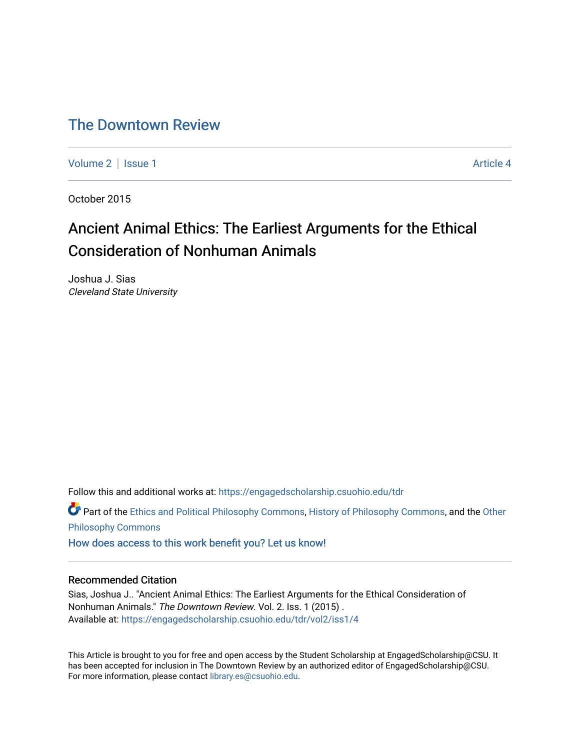# The Downtown Review

Volume 2 | Issue 1 Article 4

October 2015

## Ancient Animal Ethics: The Earliest Arguments for the Ethical Consideration of Nonhuman Animals

Joshua J. Sias
*Cleveland State University*

Follow this and additional works at: https://engagedscholarship.csuohio.edu/tdr

Part of the Ethics and Political Philosophy Commons, History of Philosophy Commons, and the Other Philosophy Commons

How does access to this work benefit you? Let us know!

### Recommended Citation

Sias, Joshua J.. "Ancient Animal Ethics: The Earliest Arguments for the Ethical Consideration of Nonhuman Animals." *The Downtown Review*. Vol. 2. Iss. 1 (2015) .
Available at: https://engagedscholarship.csuohio.edu/tdr/vol2/iss1/4

This Article is brought to you for free and open access by the Student Scholarship at EngagedScholarship@CSU. It has been accepted for inclusion in The Downtown Review by an authorized editor of EngagedScholarship@CSU. For more information, please contact library.es@csuohio.edu.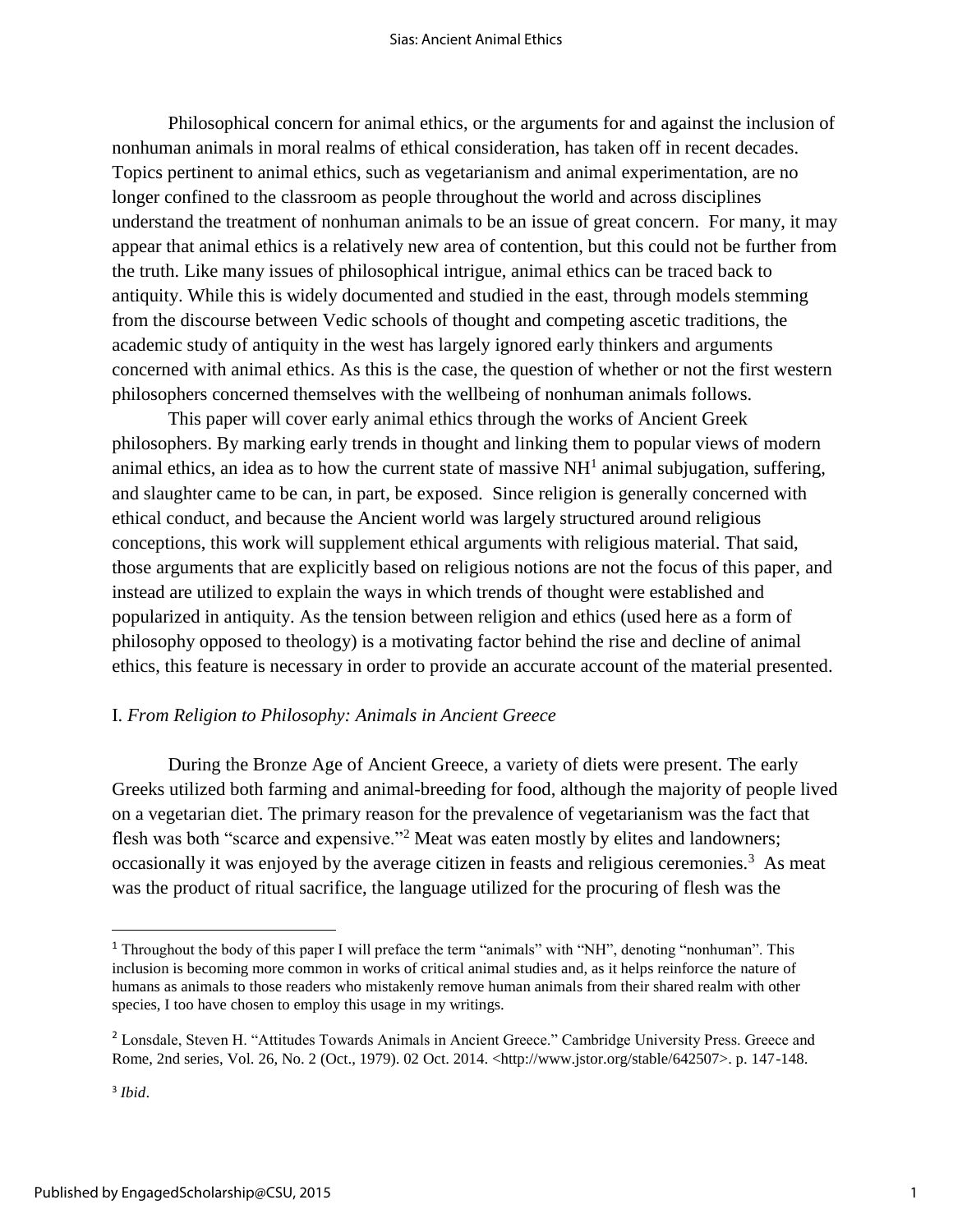Philosophical concern for animal ethics, or the arguments for and against the inclusion of nonhuman animals in moral realms of ethical consideration, has taken off in recent decades. Topics pertinent to animal ethics, such as vegetarianism and animal experimentation, are no longer confined to the classroom as people throughout the world and across disciplines understand the treatment of nonhuman animals to be an issue of great concern. For many, it may appear that animal ethics is a relatively new area of contention, but this could not be further from the truth. Like many issues of philosophical intrigue, animal ethics can be traced back to antiquity. While this is widely documented and studied in the east, through models stemming from the discourse between Vedic schools of thought and competing ascetic traditions, the academic study of antiquity in the west has largely ignored early thinkers and arguments concerned with animal ethics. As this is the case, the question of whether or not the first western philosophers concerned themselves with the wellbeing of nonhuman animals follows.

This paper will cover early animal ethics through the works of Ancient Greek philosophers. By marking early trends in thought and linking them to popular views of modern animal ethics, an idea as to how the current state of massive NH[1] animal subjugation, suffering, and slaughter came to be can, in part, be exposed. Since religion is generally concerned with ethical conduct, and because the Ancient world was largely structured around religious conceptions, this work will supplement ethical arguments with religious material. That said, those arguments that are explicitly based on religious notions are not the focus of this paper, and instead are utilized to explain the ways in which trends of thought were established and popularized in antiquity. As the tension between religion and ethics (used here as a form of philosophy opposed to theology) is a motivating factor behind the rise and decline of animal ethics, this feature is necessary in order to provide an accurate account of the material presented.

## I. *From Religion to Philosophy: Animals in Ancient Greece*

During the Bronze Age of Ancient Greece, a variety of diets were present. The early Greeks utilized both farming and animal-breeding for food, although the majority of people lived on a vegetarian diet. The primary reason for the prevalence of vegetarianism was the fact that flesh was both "scarce and expensive."[2] Meat was eaten mostly by elites and landowners; occasionally it was enjoyed by the average citizen in feasts and religious ceremonies.[3] As meat was the product of ritual sacrifice, the language utilized for the procuring of flesh was the

---

[1] Throughout the body of this paper I will preface the term "animals" with "NH", denoting "nonhuman". This inclusion is becoming more common in works of critical animal studies and, as it helps reinforce the nature of humans as animals to those readers who mistakenly remove human animals from their shared realm with other species, I too have chosen to employ this usage in my writings.

[2] Lonsdale, Steven H. "Attitudes Towards Animals in Ancient Greece." Cambridge University Press. Greece and Rome, 2nd series, Vol. 26, No. 2 (Oct., 1979). 02 Oct. 2014. <http://www.jstor.org/stable/642507>. p. 147-148.

[3] *Ibid*.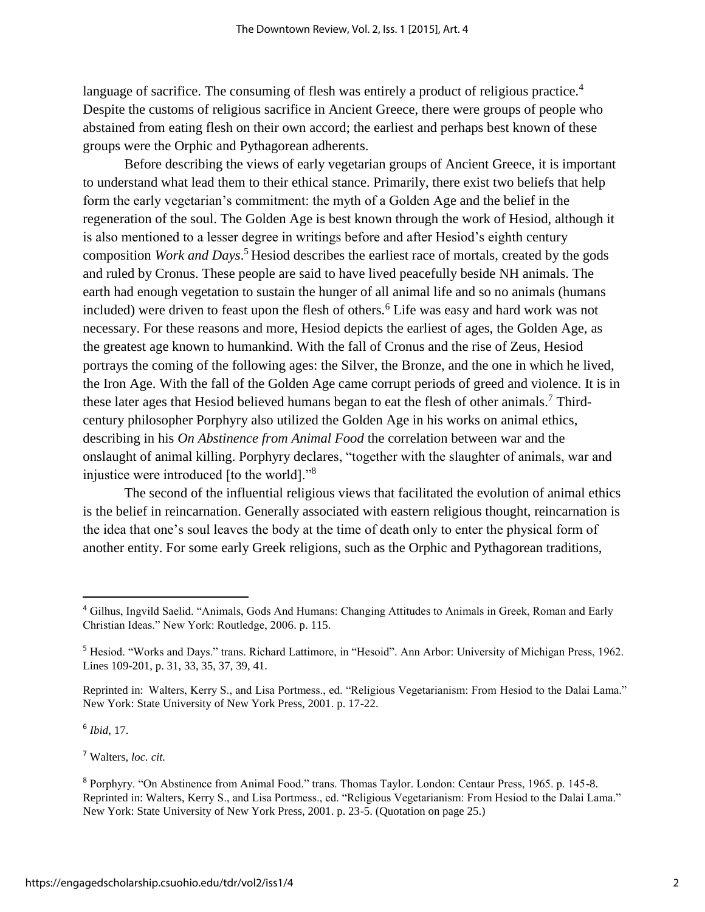language of sacrifice. The consuming of flesh was entirely a product of religious practice.[4] Despite the customs of religious sacrifice in Ancient Greece, there were groups of people who abstained from eating flesh on their own accord; the earliest and perhaps best known of these groups were the Orphic and Pythagorean adherents.

Before describing the views of early vegetarian groups of Ancient Greece, it is important to understand what lead them to their ethical stance. Primarily, there exist two beliefs that help form the early vegetarian's commitment: the myth of a Golden Age and the belief in the regeneration of the soul. The Golden Age is best known through the work of Hesiod, although it is also mentioned to a lesser degree in writings before and after Hesiod's eighth century composition *Work and Days*.[5] Hesiod describes the earliest race of mortals, created by the gods and ruled by Cronus. These people are said to have lived peacefully beside NH animals. The earth had enough vegetation to sustain the hunger of all animal life and so no animals (humans included) were driven to feast upon the flesh of others.[6] Life was easy and hard work was not necessary. For these reasons and more, Hesiod depicts the earliest of ages, the Golden Age, as the greatest age known to humankind. With the fall of Cronus and the rise of Zeus, Hesiod portrays the coming of the following ages: the Silver, the Bronze, and the one in which he lived, the Iron Age. With the fall of the Golden Age came corrupt periods of greed and violence. It is in these later ages that Hesiod believed humans began to eat the flesh of other animals.[7] Third-century philosopher Porphyry also utilized the Golden Age in his works on animal ethics, describing in his *On Abstinence from Animal Food* the correlation between war and the onslaught of animal killing. Porphyry declares, "together with the slaughter of animals, war and injustice were introduced [to the world]."[8]

The second of the influential religious views that facilitated the evolution of animal ethics is the belief in reincarnation. Generally associated with eastern religious thought, reincarnation is the idea that one's soul leaves the body at the time of death only to enter the physical form of another entity. For some early Greek religions, such as the Orphic and Pythagorean traditions,

---

[4] Gilhus, Ingvild Saelid. "Animals, Gods And Humans: Changing Attitudes to Animals in Greek, Roman and Early Christian Ideas." New York: Routledge, 2006. p. 115.

[5] Hesiod. "Works and Days." trans. Richard Lattimore, in "Hesoid". Ann Arbor: University of Michigan Press, 1962. Lines 109-201, p. 31, 33, 35, 37, 39, 41.

Reprinted in: Walters, Kerry S., and Lisa Portmess., ed. "Religious Vegetarianism: From Hesiod to the Dalai Lama." New York: State University of New York Press, 2001. p. 17-22.

[6] *Ibid*, 17.

[7] Walters, *loc. cit.*

[8] Porphyry. "On Abstinence from Animal Food." trans. Thomas Taylor. London: Centaur Press, 1965. p. 145-8. Reprinted in: Walters, Kerry S., and Lisa Portmess., ed. "Religious Vegetarianism: From Hesiod to the Dalai Lama." New York: State University of New York Press, 2001. p. 23-5. (Quotation on page 25.)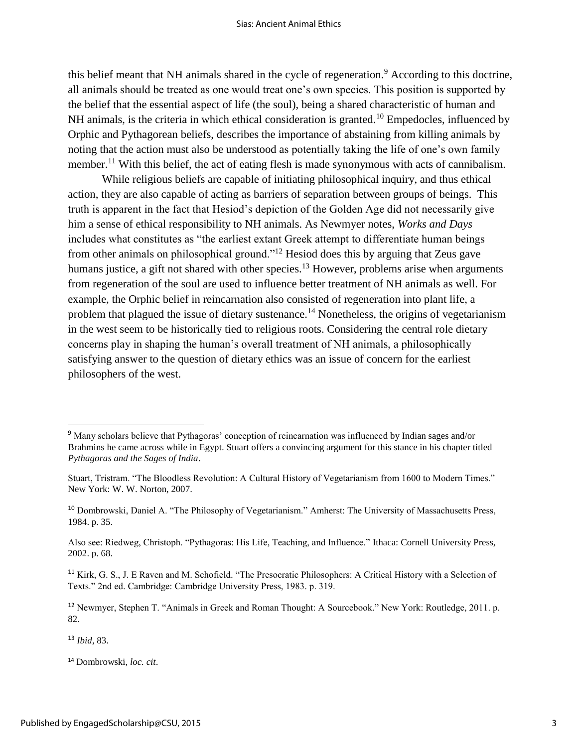this belief meant that NH animals shared in the cycle of regeneration.[9] According to this doctrine, all animals should be treated as one would treat one's own species. This position is supported by the belief that the essential aspect of life (the soul), being a shared characteristic of human and NH animals, is the criteria in which ethical consideration is granted.[10] Empedocles, influenced by Orphic and Pythagorean beliefs, describes the importance of abstaining from killing animals by noting that the action must also be understood as potentially taking the life of one's own family member.[11] With this belief, the act of eating flesh is made synonymous with acts of cannibalism.

While religious beliefs are capable of initiating philosophical inquiry, and thus ethical action, they are also capable of acting as barriers of separation between groups of beings. This truth is apparent in the fact that Hesiod's depiction of the Golden Age did not necessarily give him a sense of ethical responsibility to NH animals. As Newmyer notes, *Works and Days* includes what constitutes as "the earliest extant Greek attempt to differentiate human beings from other animals on philosophical ground."[12] Hesiod does this by arguing that Zeus gave humans justice, a gift not shared with other species.[13] However, problems arise when arguments from regeneration of the soul are used to influence better treatment of NH animals as well. For example, the Orphic belief in reincarnation also consisted of regeneration into plant life, a problem that plagued the issue of dietary sustenance.[14] Nonetheless, the origins of vegetarianism in the west seem to be historically tied to religious roots. Considering the central role dietary concerns play in shaping the human's overall treatment of NH animals, a philosophically satisfying answer to the question of dietary ethics was an issue of concern for the earliest philosophers of the west.

---

[9] Many scholars believe that Pythagoras' conception of reincarnation was influenced by Indian sages and/or Brahmins he came across while in Egypt. Stuart offers a convincing argument for this stance in his chapter titled *Pythagoras and the Sages of India*.

Stuart, Tristram. "The Bloodless Revolution: A Cultural History of Vegetarianism from 1600 to Modern Times." New York: W. W. Norton, 2007.

[10] Dombrowski, Daniel A. "The Philosophy of Vegetarianism." Amherst: The University of Massachusetts Press, 1984. p. 35.

Also see: Riedweg, Christoph. "Pythagoras: His Life, Teaching, and Influence." Ithaca: Cornell University Press, 2002. p. 68.

[11] Kirk, G. S., J. E Raven and M. Schofield. "The Presocratic Philosophers: A Critical History with a Selection of Texts." 2nd ed. Cambridge: Cambridge University Press, 1983. p. 319.

[12] Newmyer, Stephen T. "Animals in Greek and Roman Thought: A Sourcebook." New York: Routledge, 2011. p. 82.

[13] *Ibid*, 83.

[14] Dombrowski, *loc. cit*.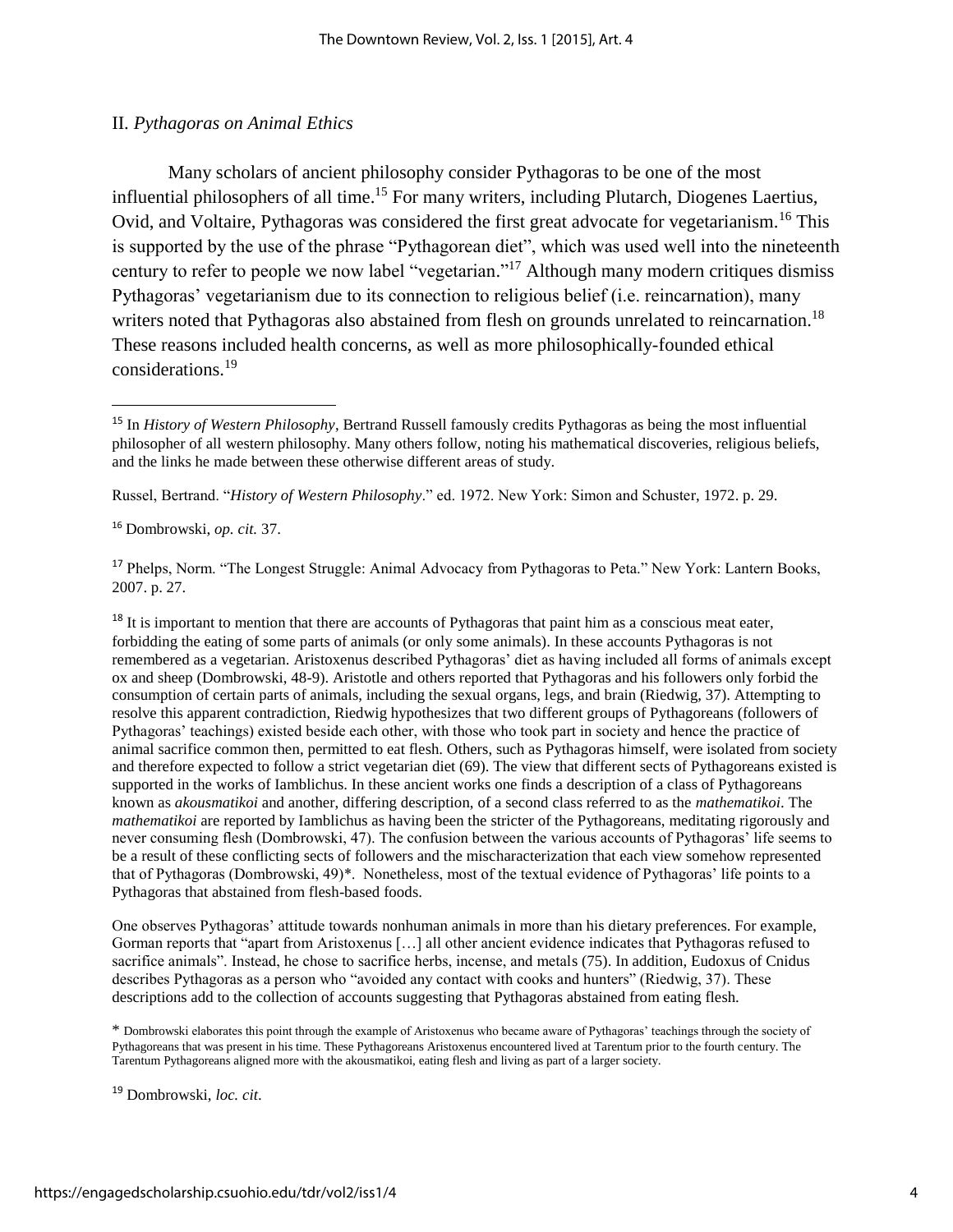## II. *Pythagoras on Animal Ethics*

Many scholars of ancient philosophy consider Pythagoras to be one of the most influential philosophers of all time.[15] For many writers, including Plutarch, Diogenes Laertius, Ovid, and Voltaire, Pythagoras was considered the first great advocate for vegetarianism.[16] This is supported by the use of the phrase "Pythagorean diet", which was used well into the nineteenth century to refer to people we now label "vegetarian."[17] Although many modern critiques dismiss Pythagoras' vegetarianism due to its connection to religious belief (i.e. reincarnation), many writers noted that Pythagoras also abstained from flesh on grounds unrelated to reincarnation.[18] These reasons included health concerns, as well as more philosophically-founded ethical considerations.[19]

---

[15] In *History of Western Philosophy*, Bertrand Russell famously credits Pythagoras as being the most influential philosopher of all western philosophy. Many others follow, noting his mathematical discoveries, religious beliefs, and the links he made between these otherwise different areas of study.

Russel, Bertrand. "*History of Western Philosophy*." ed. 1972. New York: Simon and Schuster, 1972. p. 29.

[16] Dombrowski, *op. cit.* 37.

[17] Phelps, Norm. "The Longest Struggle: Animal Advocacy from Pythagoras to Peta." New York: Lantern Books, 2007. p. 27.

[18] It is important to mention that there are accounts of Pythagoras that paint him as a conscious meat eater, forbidding the eating of some parts of animals (or only some animals). In these accounts Pythagoras is not remembered as a vegetarian. Aristoxenus described Pythagoras' diet as having included all forms of animals except ox and sheep (Dombrowski, 48-9). Aristotle and others reported that Pythagoras and his followers only forbid the consumption of certain parts of animals, including the sexual organs, legs, and brain (Riedwig, 37). Attempting to resolve this apparent contradiction, Riedwig hypothesizes that two different groups of Pythagoreans (followers of Pythagoras' teachings) existed beside each other, with those who took part in society and hence the practice of animal sacrifice common then, permitted to eat flesh. Others, such as Pythagoras himself, were isolated from society and therefore expected to follow a strict vegetarian diet (69). The view that different sects of Pythagoreans existed is supported in the works of Iamblichus. In these ancient works one finds a description of a class of Pythagoreans known as *akousmatikoi* and another, differing description, of a second class referred to as the *mathematikoi*. The *mathematikoi* are reported by Iamblichus as having been the stricter of the Pythagoreans, meditating rigorously and never consuming flesh (Dombrowski, 47). The confusion between the various accounts of Pythagoras' life seems to be a result of these conflicting sects of followers and the mischaracterization that each view somehow represented that of Pythagoras (Dombrowski, 49)*. Nonetheless, most of the textual evidence of Pythagoras' life points to a Pythagoras that abstained from flesh-based foods.

One observes Pythagoras' attitude towards nonhuman animals in more than his dietary preferences. For example, Gorman reports that "apart from Aristoxenus […] all other ancient evidence indicates that Pythagoras refused to sacrifice animals". Instead, he chose to sacrifice herbs, incense, and metals (75). In addition, Eudoxus of Cnidus describes Pythagoras as a person who "avoided any contact with cooks and hunters" (Riedwig, 37). These descriptions add to the collection of accounts suggesting that Pythagoras abstained from eating flesh.

* Dombrowski elaborates this point through the example of Aristoxenus who became aware of Pythagoras' teachings through the society of Pythagoreans that was present in his time. These Pythagoreans Aristoxenus encountered lived at Tarentum prior to the fourth century. The Tarentum Pythagoreans aligned more with the akousmatikoi, eating flesh and living as part of a larger society.

[19] Dombrowski, *loc. cit*.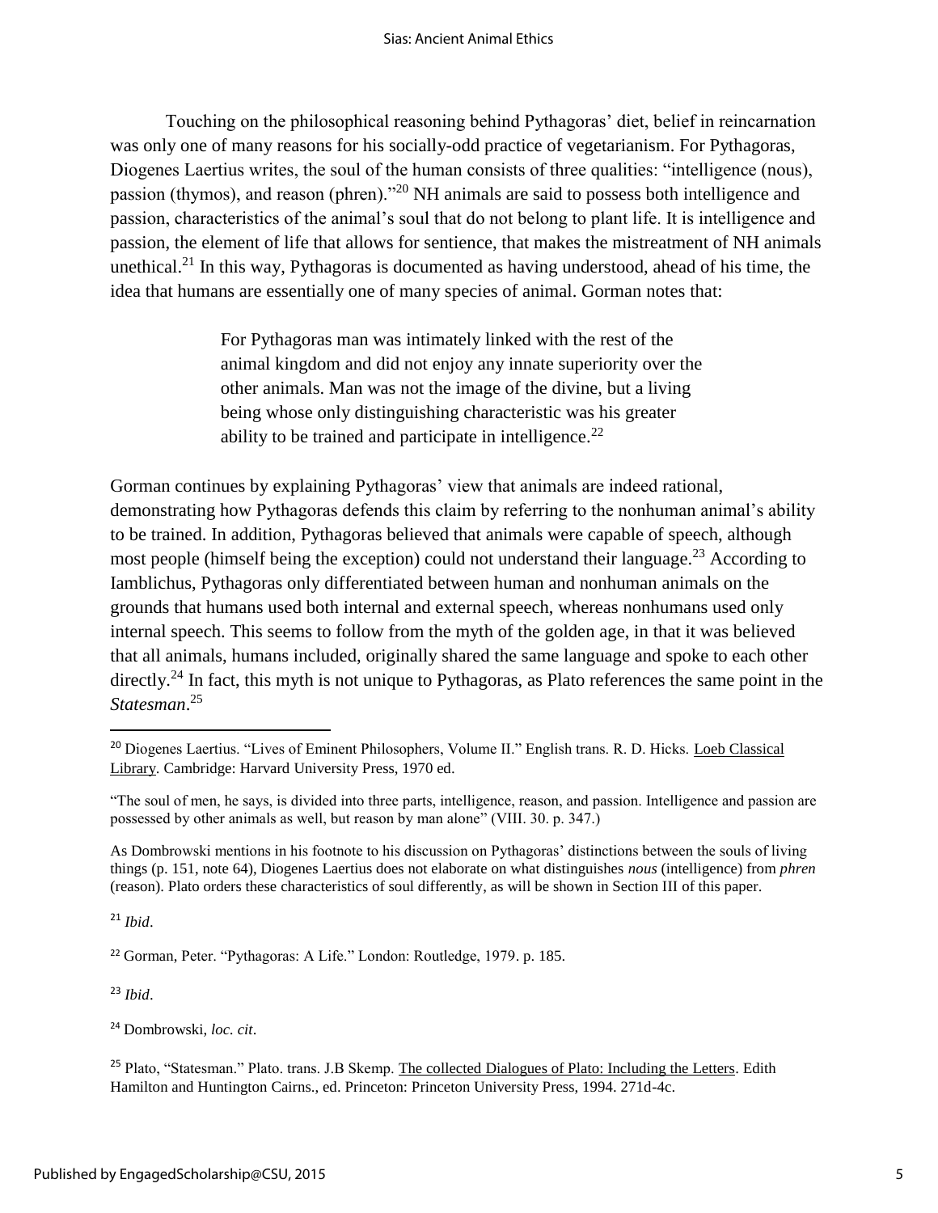Touching on the philosophical reasoning behind Pythagoras' diet, belief in reincarnation was only one of many reasons for his socially-odd practice of vegetarianism. For Pythagoras, Diogenes Laertius writes, the soul of the human consists of three qualities: "intelligence (nous), passion (thymos), and reason (phren)."[20] NH animals are said to possess both intelligence and passion, characteristics of the animal's soul that do not belong to plant life. It is intelligence and passion, the element of life that allows for sentience, that makes the mistreatment of NH animals unethical.[21] In this way, Pythagoras is documented as having understood, ahead of his time, the idea that humans are essentially one of many species of animal. Gorman notes that:

> For Pythagoras man was intimately linked with the rest of the animal kingdom and did not enjoy any innate superiority over the other animals. Man was not the image of the divine, but a living being whose only distinguishing characteristic was his greater ability to be trained and participate in intelligence.[22]

Gorman continues by explaining Pythagoras' view that animals are indeed rational, demonstrating how Pythagoras defends this claim by referring to the nonhuman animal's ability to be trained. In addition, Pythagoras believed that animals were capable of speech, although most people (himself being the exception) could not understand their language.[23] According to Iamblichus, Pythagoras only differentiated between human and nonhuman animals on the grounds that humans used both internal and external speech, whereas nonhumans used only internal speech. This seems to follow from the myth of the golden age, in that it was believed that all animals, humans included, originally shared the same language and spoke to each other directly.[24] In fact, this myth is not unique to Pythagoras, as Plato references the same point in the *Statesman*.[25]

---

[20] Diogenes Laertius. "Lives of Eminent Philosophers, Volume II." English trans. R. D. Hicks. Loeb Classical Library. Cambridge: Harvard University Press, 1970 ed.

"The soul of men, he says, is divided into three parts, intelligence, reason, and passion. Intelligence and passion are possessed by other animals as well, but reason by man alone" (VIII. 30. p. 347.)

As Dombrowski mentions in his footnote to his discussion on Pythagoras' distinctions between the souls of living things (p. 151, note 64), Diogenes Laertius does not elaborate on what distinguishes *nous* (intelligence) from *phren* (reason). Plato orders these characteristics of soul differently, as will be shown in Section III of this paper.

[21] *Ibid*.

[22] Gorman, Peter. "Pythagoras: A Life." London: Routledge, 1979. p. 185.

[23] *Ibid*.

[24] Dombrowski, *loc. cit*.

[25] Plato, "Statesman." Plato. trans. J.B Skemp. The collected Dialogues of Plato: Including the Letters. Edith Hamilton and Huntington Cairns., ed. Princeton: Princeton University Press, 1994. 271d-4c.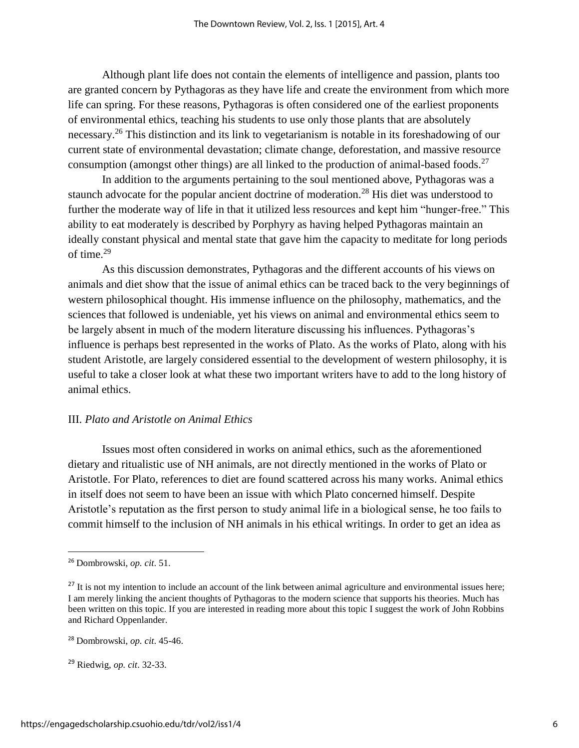Although plant life does not contain the elements of intelligence and passion, plants too are granted concern by Pythagoras as they have life and create the environment from which more life can spring. For these reasons, Pythagoras is often considered one of the earliest proponents of environmental ethics, teaching his students to use only those plants that are absolutely necessary.[26] This distinction and its link to vegetarianism is notable in its foreshadowing of our current state of environmental devastation; climate change, deforestation, and massive resource consumption (amongst other things) are all linked to the production of animal-based foods.[27]

In addition to the arguments pertaining to the soul mentioned above, Pythagoras was a staunch advocate for the popular ancient doctrine of moderation.[28] His diet was understood to further the moderate way of life in that it utilized less resources and kept him "hunger-free." This ability to eat moderately is described by Porphyry as having helped Pythagoras maintain an ideally constant physical and mental state that gave him the capacity to meditate for long periods of time.[29]

As this discussion demonstrates, Pythagoras and the different accounts of his views on animals and diet show that the issue of animal ethics can be traced back to the very beginnings of western philosophical thought. His immense influence on the philosophy, mathematics, and the sciences that followed is undeniable, yet his views on animal and environmental ethics seem to be largely absent in much of the modern literature discussing his influences. Pythagoras's influence is perhaps best represented in the works of Plato. As the works of Plato, along with his student Aristotle, are largely considered essential to the development of western philosophy, it is useful to take a closer look at what these two important writers have to add to the long history of animal ethics.

## III. *Plato and Aristotle on Animal Ethics*

Issues most often considered in works on animal ethics, such as the aforementioned dietary and ritualistic use of NH animals, are not directly mentioned in the works of Plato or Aristotle. For Plato, references to diet are found scattered across his many works. Animal ethics in itself does not seem to have been an issue with which Plato concerned himself. Despite Aristotle's reputation as the first person to study animal life in a biological sense, he too fails to commit himself to the inclusion of NH animals in his ethical writings. In order to get an idea as

---

[26] Dombrowski, *op. cit*. 51.

[27] It is not my intention to include an account of the link between animal agriculture and environmental issues here; I am merely linking the ancient thoughts of Pythagoras to the modern science that supports his theories. Much has been written on this topic. If you are interested in reading more about this topic I suggest the work of John Robbins and Richard Oppenlander.

[28] Dombrowski, *op. cit*. 45-46.

[29] Riedwig, *op. cit*. 32-33.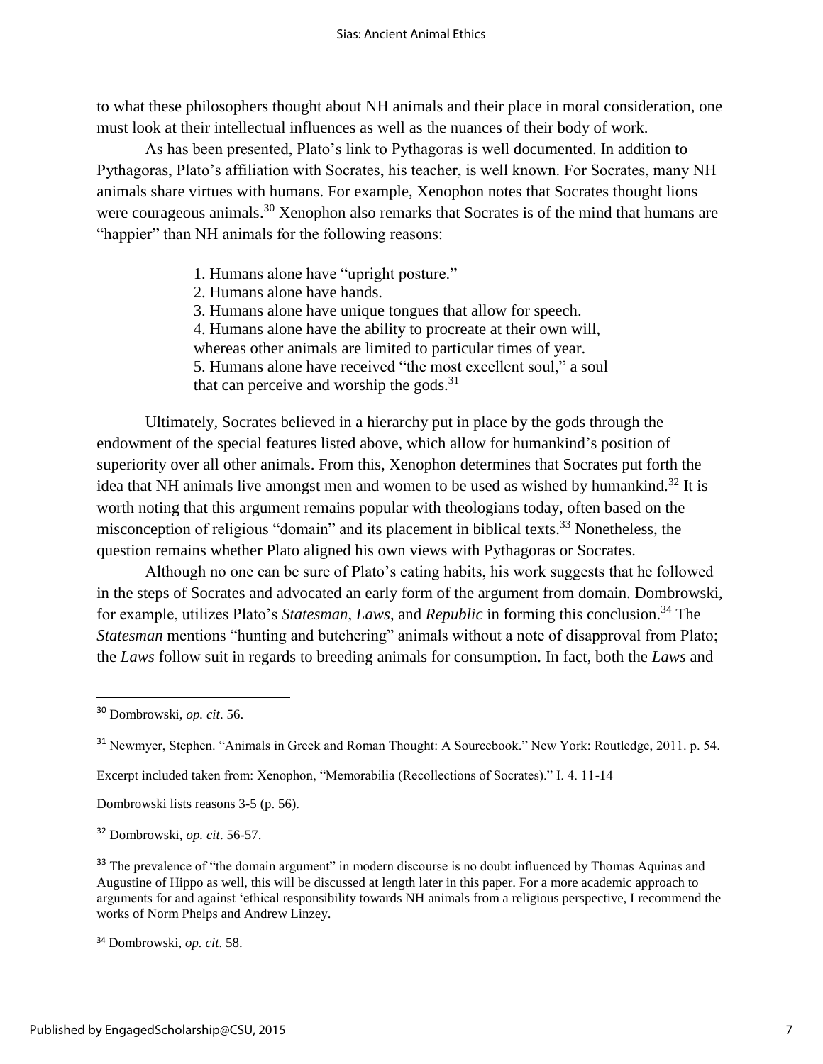to what these philosophers thought about NH animals and their place in moral consideration, one must look at their intellectual influences as well as the nuances of their body of work.

As has been presented, Plato's link to Pythagoras is well documented. In addition to Pythagoras, Plato's affiliation with Socrates, his teacher, is well known. For Socrates, many NH animals share virtues with humans. For example, Xenophon notes that Socrates thought lions were courageous animals.[30] Xenophon also remarks that Socrates is of the mind that humans are "happier" than NH animals for the following reasons:

> 1. Humans alone have "upright posture."
> 2. Humans alone have hands.
> 3. Humans alone have unique tongues that allow for speech.
> 4. Humans alone have the ability to procreate at their own will, whereas other animals are limited to particular times of year.
> 5. Humans alone have received "the most excellent soul," a soul that can perceive and worship the gods.[31]

Ultimately, Socrates believed in a hierarchy put in place by the gods through the endowment of the special features listed above, which allow for humankind's position of superiority over all other animals. From this, Xenophon determines that Socrates put forth the idea that NH animals live amongst men and women to be used as wished by humankind.[32] It is worth noting that this argument remains popular with theologians today, often based on the misconception of religious "domain" and its placement in biblical texts.[33] Nonetheless, the question remains whether Plato aligned his own views with Pythagoras or Socrates.

Although no one can be sure of Plato's eating habits, his work suggests that he followed in the steps of Socrates and advocated an early form of the argument from domain. Dombrowski, for example, utilizes Plato's *Statesman*, *Laws*, and *Republic* in forming this conclusion.[34] The *Statesman* mentions "hunting and butchering" animals without a note of disapproval from Plato; the *Laws* follow suit in regards to breeding animals for consumption. In fact, both the *Laws* and

---

[30] Dombrowski, *op. cit*. 56.

[31] Newmyer, Stephen. "Animals in Greek and Roman Thought: A Sourcebook." New York: Routledge, 2011. p. 54.

Excerpt included taken from: Xenophon, "Memorabilia (Recollections of Socrates)." I. 4. 11-14

Dombrowski lists reasons 3-5 (p. 56).

[32] Dombrowski, *op. cit*. 56-57.

[33] The prevalence of "the domain argument" in modern discourse is no doubt influenced by Thomas Aquinas and Augustine of Hippo as well, this will be discussed at length later in this paper. For a more academic approach to arguments for and against 'ethical responsibility towards NH animals from a religious perspective, I recommend the works of Norm Phelps and Andrew Linzey.

[34] Dombrowski, *op. cit*. 58.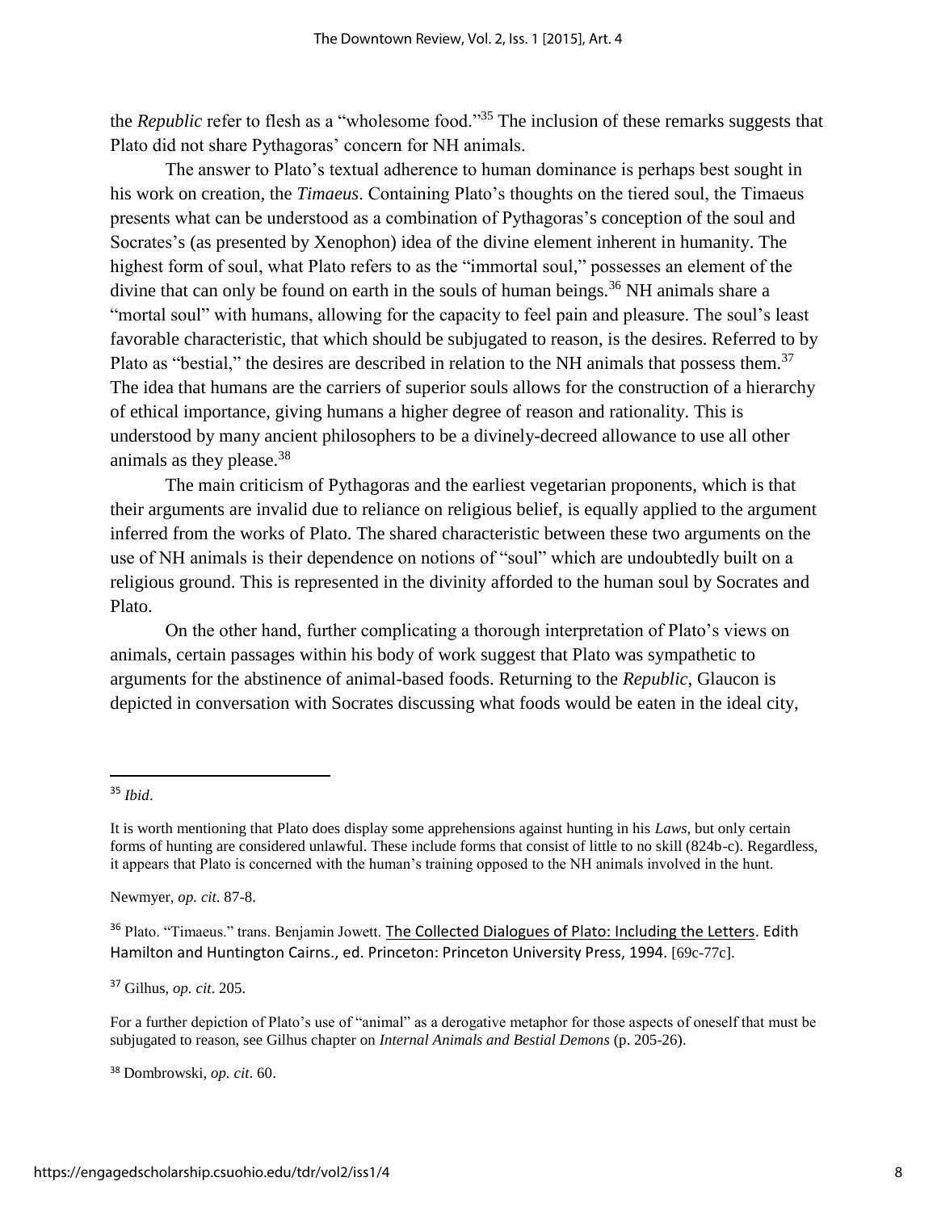the *Republic* refer to flesh as a "wholesome food."[35] The inclusion of these remarks suggests that Plato did not share Pythagoras' concern for NH animals.

The answer to Plato's textual adherence to human dominance is perhaps best sought in his work on creation, the *Timaeus*. Containing Plato's thoughts on the tiered soul, the Timaeus presents what can be understood as a combination of Pythagoras's conception of the soul and Socrates's (as presented by Xenophon) idea of the divine element inherent in humanity. The highest form of soul, what Plato refers to as the "immortal soul," possesses an element of the divine that can only be found on earth in the souls of human beings.[36] NH animals share a "mortal soul" with humans, allowing for the capacity to feel pain and pleasure. The soul's least favorable characteristic, that which should be subjugated to reason, is the desires. Referred to by Plato as "bestial," the desires are described in relation to the NH animals that possess them.[37] The idea that humans are the carriers of superior souls allows for the construction of a hierarchy of ethical importance, giving humans a higher degree of reason and rationality. This is understood by many ancient philosophers to be a divinely-decreed allowance to use all other animals as they please.[38]

The main criticism of Pythagoras and the earliest vegetarian proponents, which is that their arguments are invalid due to reliance on religious belief, is equally applied to the argument inferred from the works of Plato. The shared characteristic between these two arguments on the use of NH animals is their dependence on notions of "soul" which are undoubtedly built on a religious ground. This is represented in the divinity afforded to the human soul by Socrates and Plato.

On the other hand, further complicating a thorough interpretation of Plato's views on animals, certain passages within his body of work suggest that Plato was sympathetic to arguments for the abstinence of animal-based foods. Returning to the *Republic*, Glaucon is depicted in conversation with Socrates discussing what foods would be eaten in the ideal city,

---

[35] *Ibid*.

It is worth mentioning that Plato does display some apprehensions against hunting in his *Laws*, but only certain forms of hunting are considered unlawful. These include forms that consist of little to no skill (824b-c). Regardless, it appears that Plato is concerned with the human's training opposed to the NH animals involved in the hunt.

Newmyer, *op. cit*. 87-8.

[36] Plato. "Timaeus." trans. Benjamin Jowett. The Collected Dialogues of Plato: Including the Letters. Edith Hamilton and Huntington Cairns., ed. Princeton: Princeton University Press, 1994. [69c-77c].

[37] Gilhus, *op. cit*. 205.

For a further depiction of Plato's use of "animal" as a derogative metaphor for those aspects of oneself that must be subjugated to reason, see Gilhus chapter on *Internal Animals and Bestial Demons* (p. 205-26).

[38] Dombrowski, *op. cit*. 60.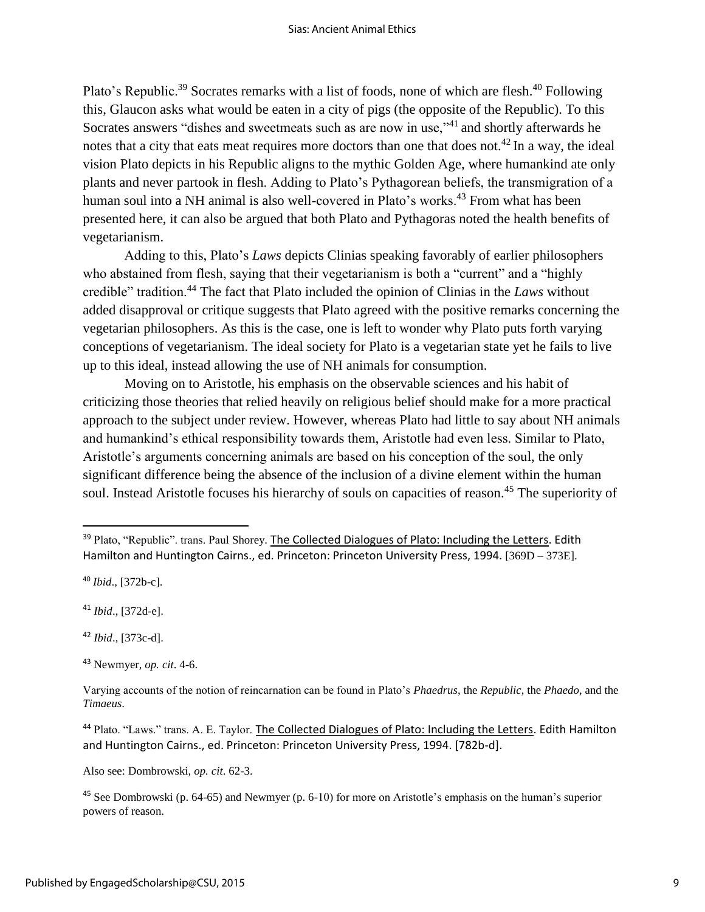Plato's Republic.[39] Socrates remarks with a list of foods, none of which are flesh.[40] Following this, Glaucon asks what would be eaten in a city of pigs (the opposite of the Republic). To this Socrates answers "dishes and sweetmeats such as are now in use,"[41] and shortly afterwards he notes that a city that eats meat requires more doctors than one that does not.[42] In a way, the ideal vision Plato depicts in his Republic aligns to the mythic Golden Age, where humankind ate only plants and never partook in flesh. Adding to Plato's Pythagorean beliefs, the transmigration of a human soul into a NH animal is also well-covered in Plato's works.[43] From what has been presented here, it can also be argued that both Plato and Pythagoras noted the health benefits of vegetarianism.

Adding to this, Plato's *Laws* depicts Clinias speaking favorably of earlier philosophers who abstained from flesh, saying that their vegetarianism is both a "current" and a "highly credible" tradition.[44] The fact that Plato included the opinion of Clinias in the *Laws* without added disapproval or critique suggests that Plato agreed with the positive remarks concerning the vegetarian philosophers. As this is the case, one is left to wonder why Plato puts forth varying conceptions of vegetarianism. The ideal society for Plato is a vegetarian state yet he fails to live up to this ideal, instead allowing the use of NH animals for consumption.

Moving on to Aristotle, his emphasis on the observable sciences and his habit of criticizing those theories that relied heavily on religious belief should make for a more practical approach to the subject under review. However, whereas Plato had little to say about NH animals and humankind's ethical responsibility towards them, Aristotle had even less. Similar to Plato, Aristotle's arguments concerning animals are based on his conception of the soul, the only significant difference being the absence of the inclusion of a divine element within the human soul. Instead Aristotle focuses his hierarchy of souls on capacities of reason.[45] The superiority of

---

[39] Plato, "Republic". trans. Paul Shorey. The Collected Dialogues of Plato: Including the Letters. Edith Hamilton and Huntington Cairns., ed. Princeton: Princeton University Press, 1994. [369D – 373E].

[40] *Ibid*., [372b-c].

[41] *Ibid*., [372d-e].

[42] *Ibid*., [373c-d].

[43] Newmyer, *op. cit*. 4-6.

Varying accounts of the notion of reincarnation can be found in Plato's *Phaedrus*, the *Republic*, the *Phaedo*, and the *Timaeus*.

[44] Plato. "Laws." trans. A. E. Taylor. The Collected Dialogues of Plato: Including the Letters. Edith Hamilton and Huntington Cairns., ed. Princeton: Princeton University Press, 1994. [782b-d].

Also see: Dombrowski, *op. cit*. 62-3.

[45] See Dombrowski (p. 64-65) and Newmyer (p. 6-10) for more on Aristotle's emphasis on the human's superior powers of reason.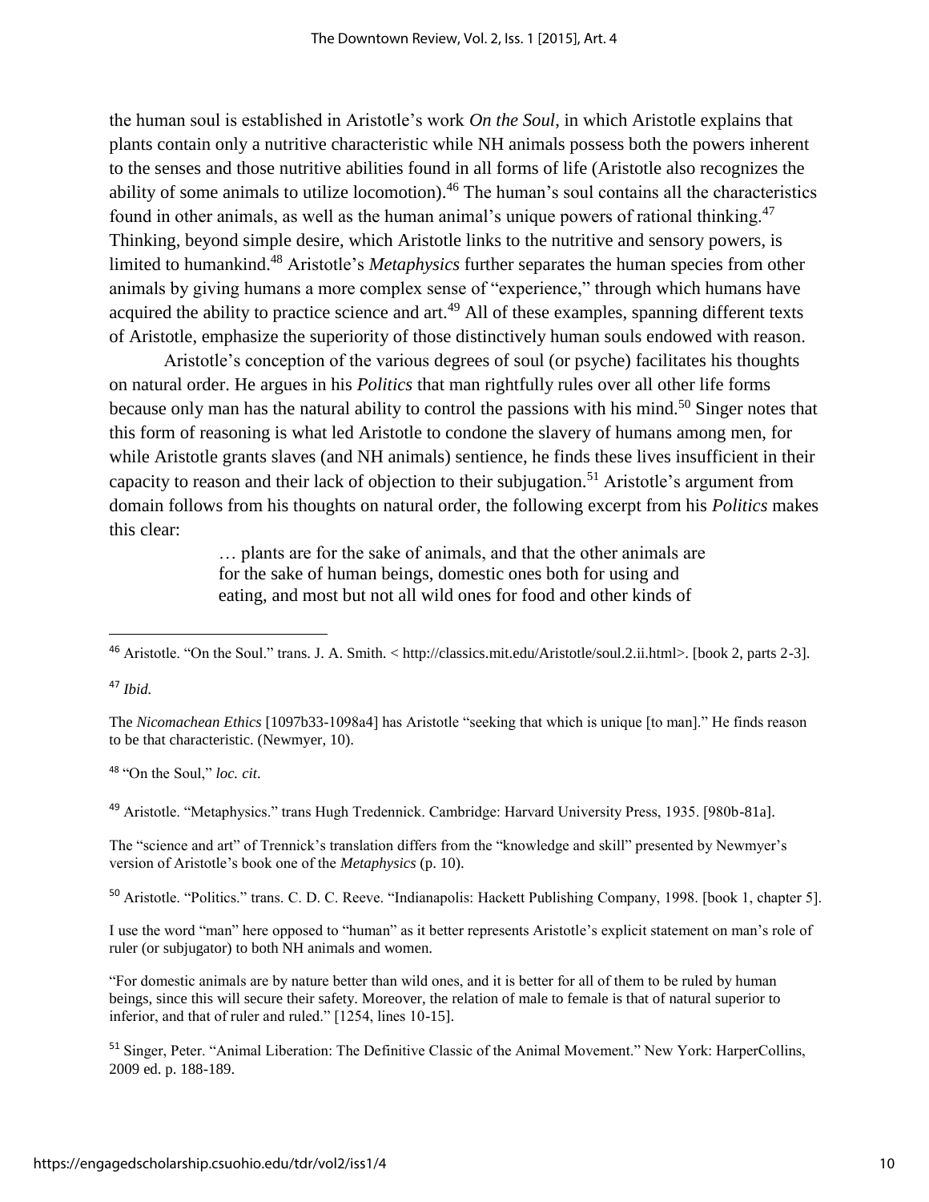the human soul is established in Aristotle's work *On the Soul*, in which Aristotle explains that plants contain only a nutritive characteristic while NH animals possess both the powers inherent to the senses and those nutritive abilities found in all forms of life (Aristotle also recognizes the ability of some animals to utilize locomotion).[46] The human's soul contains all the characteristics found in other animals, as well as the human animal's unique powers of rational thinking.[47] Thinking, beyond simple desire, which Aristotle links to the nutritive and sensory powers, is limited to humankind.[48] Aristotle's *Metaphysics* further separates the human species from other animals by giving humans a more complex sense of "experience," through which humans have acquired the ability to practice science and art.[49] All of these examples, spanning different texts of Aristotle, emphasize the superiority of those distinctively human souls endowed with reason.

Aristotle's conception of the various degrees of soul (or psyche) facilitates his thoughts on natural order. He argues in his *Politics* that man rightfully rules over all other life forms because only man has the natural ability to control the passions with his mind.[50] Singer notes that this form of reasoning is what led Aristotle to condone the slavery of humans among men, for while Aristotle grants slaves (and NH animals) sentience, he finds these lives insufficient in their capacity to reason and their lack of objection to their subjugation.[51] Aristotle's argument from domain follows from his thoughts on natural order, the following excerpt from his *Politics* makes this clear:

> … plants are for the sake of animals, and that the other animals are for the sake of human beings, domestic ones both for using and eating, and most but not all wild ones for food and other kinds of

---

[46] Aristotle. "On the Soul." trans. J. A. Smith. < http://classics.mit.edu/Aristotle/soul.2.ii.html>. [book 2, parts 2-3].

[47] *Ibid.*

The *Nicomachean Ethics* [1097b33-1098a4] has Aristotle "seeking that which is unique [to man]." He finds reason to be that characteristic. (Newmyer, 10).

[48] "On the Soul," *loc. cit*.

[49] Aristotle. "Metaphysics." trans Hugh Tredennick. Cambridge: Harvard University Press, 1935. [980b-81a].

The "science and art" of Trennick's translation differs from the "knowledge and skill" presented by Newmyer's version of Aristotle's book one of the *Metaphysics* (p. 10).

[50] Aristotle. "Politics." trans. C. D. C. Reeve. "Indianapolis: Hackett Publishing Company, 1998. [book 1, chapter 5].

I use the word "man" here opposed to "human" as it better represents Aristotle's explicit statement on man's role of ruler (or subjugator) to both NH animals and women.

"For domestic animals are by nature better than wild ones, and it is better for all of them to be ruled by human beings, since this will secure their safety. Moreover, the relation of male to female is that of natural superior to inferior, and that of ruler and ruled." [1254, lines 10-15].

[51] Singer, Peter. "Animal Liberation: The Definitive Classic of the Animal Movement." New York: HarperCollins, 2009 ed. p. 188-189.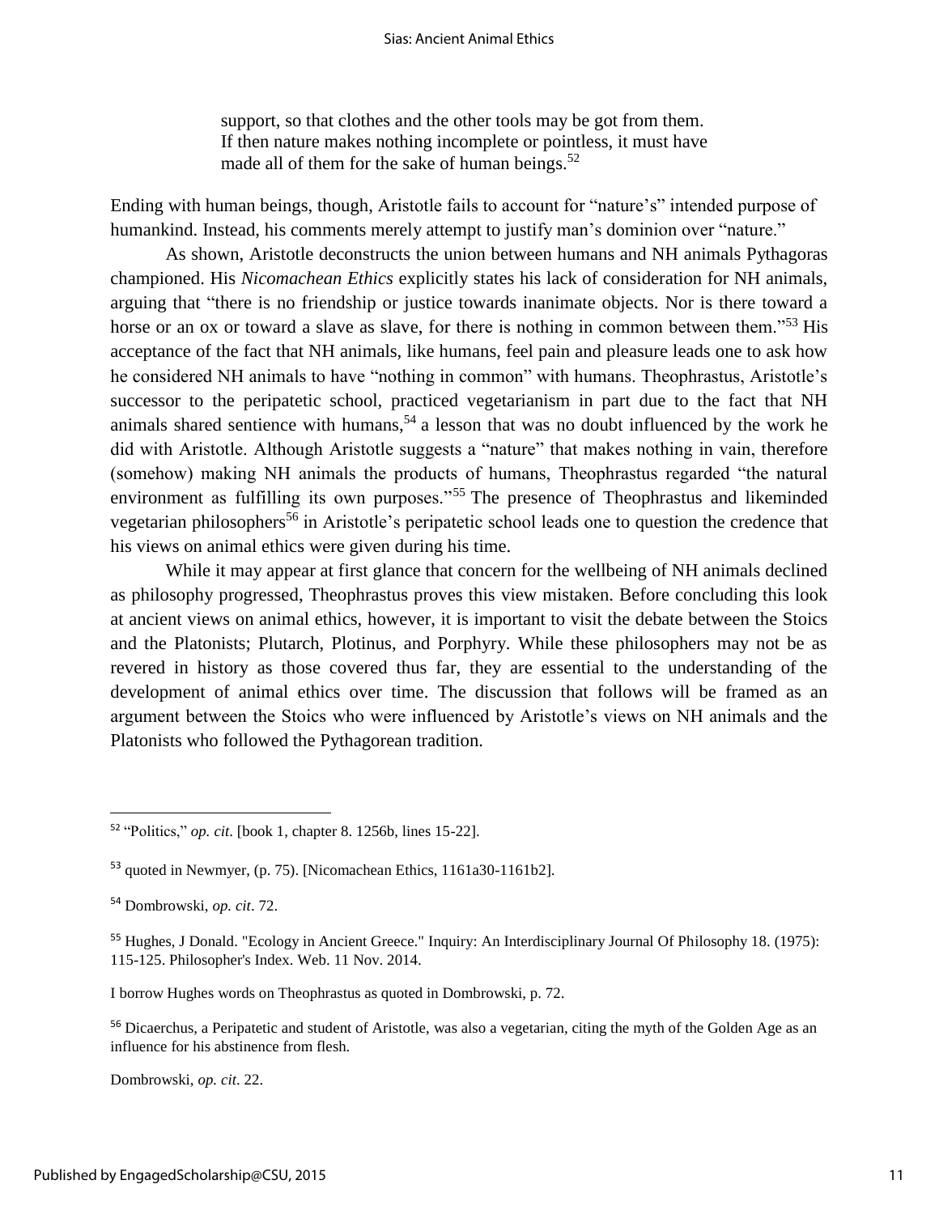> support, so that clothes and the other tools may be got from them. If then nature makes nothing incomplete or pointless, it must have made all of them for the sake of human beings.[52]

Ending with human beings, though, Aristotle fails to account for "nature's" intended purpose of humankind. Instead, his comments merely attempt to justify man's dominion over "nature."

As shown, Aristotle deconstructs the union between humans and NH animals Pythagoras championed. His *Nicomachean Ethics* explicitly states his lack of consideration for NH animals, arguing that "there is no friendship or justice towards inanimate objects. Nor is there toward a horse or an ox or toward a slave as slave, for there is nothing in common between them."[53] His acceptance of the fact that NH animals, like humans, feel pain and pleasure leads one to ask how he considered NH animals to have "nothing in common" with humans. Theophrastus, Aristotle's successor to the peripatetic school, practiced vegetarianism in part due to the fact that NH animals shared sentience with humans,[54] a lesson that was no doubt influenced by the work he did with Aristotle. Although Aristotle suggests a "nature" that makes nothing in vain, therefore (somehow) making NH animals the products of humans, Theophrastus regarded "the natural environment as fulfilling its own purposes."[55] The presence of Theophrastus and likeminded vegetarian philosophers[56] in Aristotle's peripatetic school leads one to question the credence that his views on animal ethics were given during his time.

While it may appear at first glance that concern for the wellbeing of NH animals declined as philosophy progressed, Theophrastus proves this view mistaken. Before concluding this look at ancient views on animal ethics, however, it is important to visit the debate between the Stoics and the Platonists; Plutarch, Plotinus, and Porphyry. While these philosophers may not be as revered in history as those covered thus far, they are essential to the understanding of the development of animal ethics over time. The discussion that follows will be framed as an argument between the Stoics who were influenced by Aristotle's views on NH animals and the Platonists who followed the Pythagorean tradition.

---

[52] "Politics," *op. cit*. [book 1, chapter 8. 1256b, lines 15-22].

[53] quoted in Newmyer, (p. 75). [Nicomachean Ethics, 1161a30-1161b2].

[54] Dombrowski, *op. cit*. 72.

[55] Hughes, J Donald. "Ecology in Ancient Greece." Inquiry: An Interdisciplinary Journal Of Philosophy 18. (1975): 115-125. Philosopher's Index. Web. 11 Nov. 2014.

I borrow Hughes words on Theophrastus as quoted in Dombrowski, p. 72.

[56] Dicaerchus, a Peripatetic and student of Aristotle, was also a vegetarian, citing the myth of the Golden Age as an influence for his abstinence from flesh.

Dombrowski, *op. cit*. 22.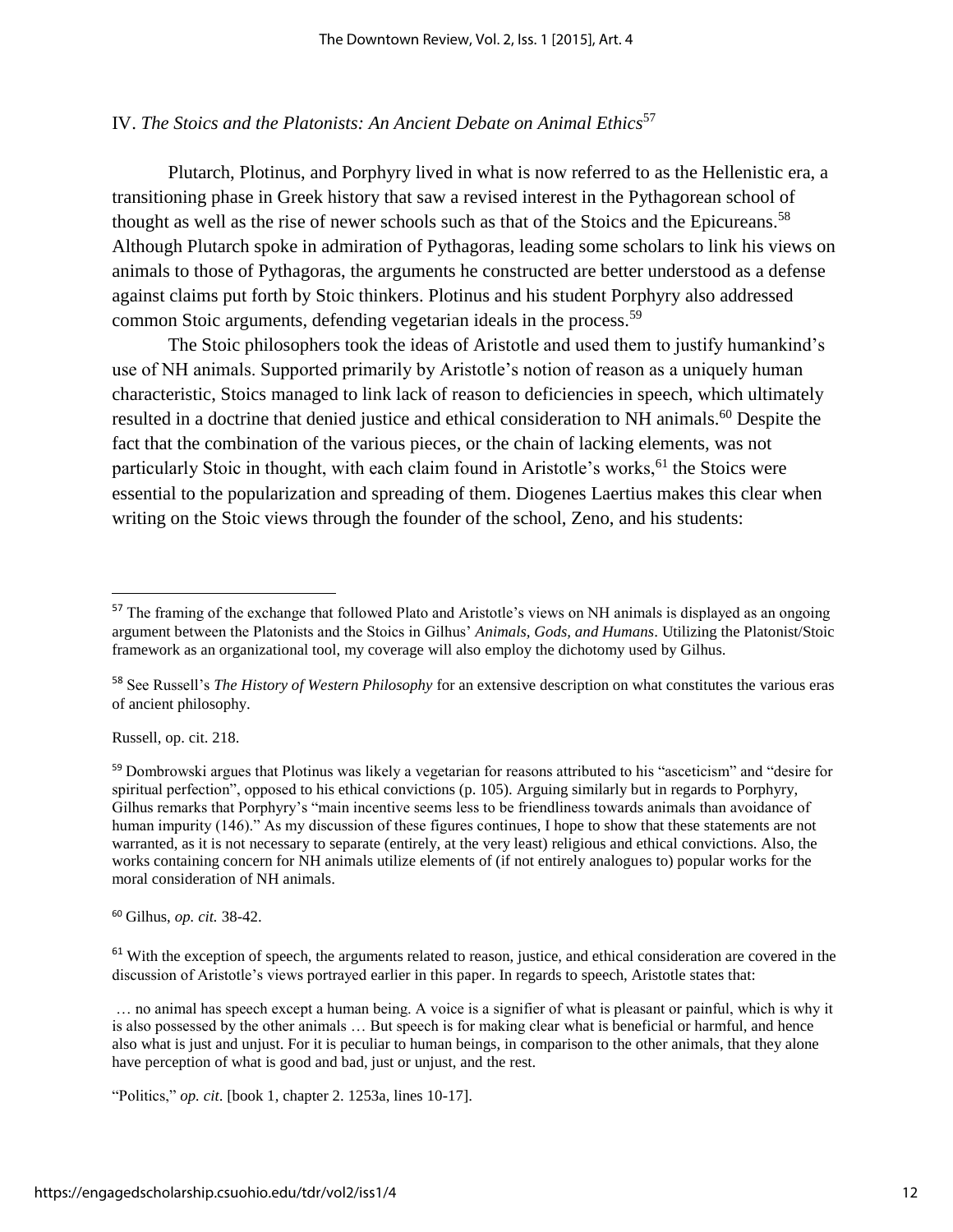## IV. *The Stoics and the Platonists: An Ancient Debate on Animal Ethics*[57]

Plutarch, Plotinus, and Porphyry lived in what is now referred to as the Hellenistic era, a transitioning phase in Greek history that saw a revised interest in the Pythagorean school of thought as well as the rise of newer schools such as that of the Stoics and the Epicureans.[58] Although Plutarch spoke in admiration of Pythagoras, leading some scholars to link his views on animals to those of Pythagoras, the arguments he constructed are better understood as a defense against claims put forth by Stoic thinkers. Plotinus and his student Porphyry also addressed common Stoic arguments, defending vegetarian ideals in the process.[59]

The Stoic philosophers took the ideas of Aristotle and used them to justify humankind's use of NH animals. Supported primarily by Aristotle's notion of reason as a uniquely human characteristic, Stoics managed to link lack of reason to deficiencies in speech, which ultimately resulted in a doctrine that denied justice and ethical consideration to NH animals.[60] Despite the fact that the combination of the various pieces, or the chain of lacking elements, was not particularly Stoic in thought, with each claim found in Aristotle's works,[61] the Stoics were essential to the popularization and spreading of them. Diogenes Laertius makes this clear when writing on the Stoic views through the founder of the school, Zeno, and his students:

---

[57] The framing of the exchange that followed Plato and Aristotle's views on NH animals is displayed as an ongoing argument between the Platonists and the Stoics in Gilhus' *Animals, Gods, and Humans*. Utilizing the Platonist/Stoic framework as an organizational tool, my coverage will also employ the dichotomy used by Gilhus.

[58] See Russell's *The History of Western Philosophy* for an extensive description on what constitutes the various eras of ancient philosophy.

Russell, op. cit. 218.

[59] Dombrowski argues that Plotinus was likely a vegetarian for reasons attributed to his "asceticism" and "desire for spiritual perfection", opposed to his ethical convictions (p. 105). Arguing similarly but in regards to Porphyry, Gilhus remarks that Porphyry's "main incentive seems less to be friendliness towards animals than avoidance of human impurity (146)." As my discussion of these figures continues, I hope to show that these statements are not warranted, as it is not necessary to separate (entirely, at the very least) religious and ethical convictions. Also, the works containing concern for NH animals utilize elements of (if not entirely analogues to) popular works for the moral consideration of NH animals.

[60] Gilhus, *op. cit.* 38-42.

[61] With the exception of speech, the arguments related to reason, justice, and ethical consideration are covered in the discussion of Aristotle's views portrayed earlier in this paper. In regards to speech, Aristotle states that:

> … no animal has speech except a human being. A voice is a signifier of what is pleasant or painful, which is why it is also possessed by the other animals … But speech is for making clear what is beneficial or harmful, and hence also what is just and unjust. For it is peculiar to human beings, in comparison to the other animals, that they alone have perception of what is good and bad, just or unjust, and the rest.

"Politics," *op. cit*. [book 1, chapter 2. 1253a, lines 10-17].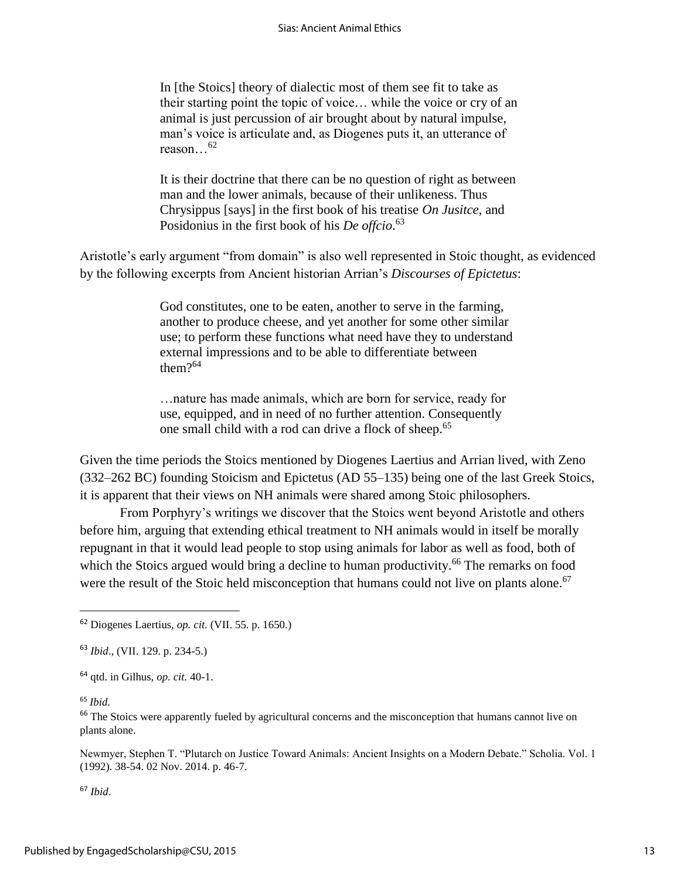> In [the Stoics] theory of dialectic most of them see fit to take as their starting point the topic of voice… while the voice or cry of an animal is just percussion of air brought about by natural impulse, man's voice is articulate and, as Diogenes puts it, an utterance of reason…[62]

> It is their doctrine that there can be no question of right as between man and the lower animals, because of their unlikeness. Thus Chrysippus [says] in the first book of his treatise *On Jusitce*, and Posidonius in the first book of his *De offcio*.[63]

Aristotle's early argument "from domain" is also well represented in Stoic thought, as evidenced by the following excerpts from Ancient historian Arrian's *Discourses of Epictetus*:

> God constitutes, one to be eaten, another to serve in the farming, another to produce cheese, and yet another for some other similar use; to perform these functions what need have they to understand external impressions and to be able to differentiate between them?[64]

> …nature has made animals, which are born for service, ready for use, equipped, and in need of no further attention. Consequently one small child with a rod can drive a flock of sheep.[65]

Given the time periods the Stoics mentioned by Diogenes Laertius and Arrian lived, with Zeno (332–262 BC) founding Stoicism and Epictetus (AD 55–135) being one of the last Greek Stoics, it is apparent that their views on NH animals were shared among Stoic philosophers.

From Porphyry's writings we discover that the Stoics went beyond Aristotle and others before him, arguing that extending ethical treatment to NH animals would in itself be morally repugnant in that it would lead people to stop using animals for labor as well as food, both of which the Stoics argued would bring a decline to human productivity.[66] The remarks on food were the result of the Stoic held misconception that humans could not live on plants alone.[67]

---

[62] Diogenes Laertius, *op. cit.* (VII. 55. p. 1650.)

[63] *Ibid*., (VII. 129. p. 234-5.)

[64] qtd. in Gilhus, *op. cit.* 40-1.

[65] *Ibid.*

[66] The Stoics were apparently fueled by agricultural concerns and the misconception that humans cannot live on plants alone.

Newmyer, Stephen T. "Plutarch on Justice Toward Animals: Ancient Insights on a Modern Debate." Scholia. Vol. 1 (1992). 38-54. 02 Nov. 2014. p. 46-7.

[67] *Ibid*.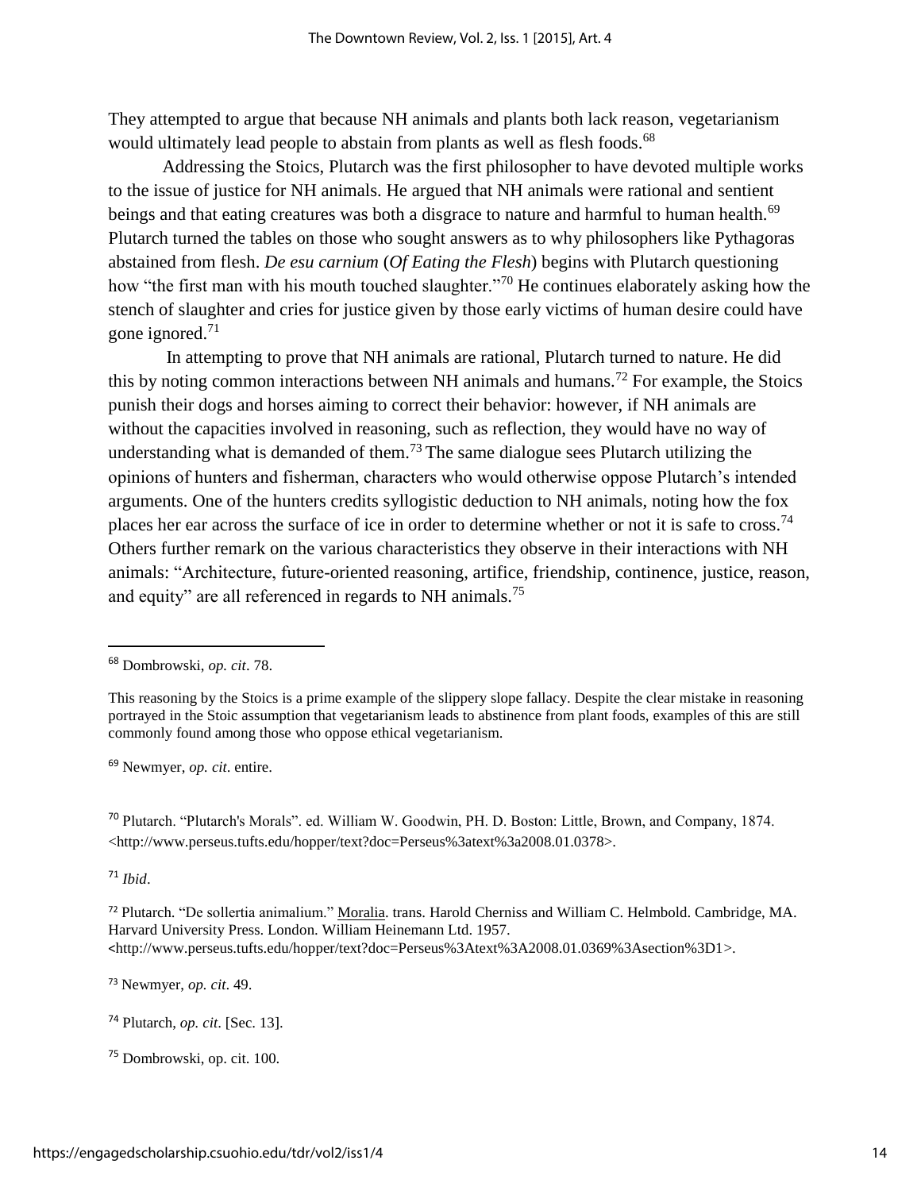They attempted to argue that because NH animals and plants both lack reason, vegetarianism would ultimately lead people to abstain from plants as well as flesh foods.[68]

Addressing the Stoics, Plutarch was the first philosopher to have devoted multiple works to the issue of justice for NH animals. He argued that NH animals were rational and sentient beings and that eating creatures was both a disgrace to nature and harmful to human health.[69] Plutarch turned the tables on those who sought answers as to why philosophers like Pythagoras abstained from flesh. *De esu carnium* (*Of Eating the Flesh*) begins with Plutarch questioning how "the first man with his mouth touched slaughter."[70] He continues elaborately asking how the stench of slaughter and cries for justice given by those early victims of human desire could have gone ignored.[71]

In attempting to prove that NH animals are rational, Plutarch turned to nature. He did this by noting common interactions between NH animals and humans.[72] For example, the Stoics punish their dogs and horses aiming to correct their behavior: however, if NH animals are without the capacities involved in reasoning, such as reflection, they would have no way of understanding what is demanded of them.[73] The same dialogue sees Plutarch utilizing the opinions of hunters and fisherman, characters who would otherwise oppose Plutarch's intended arguments. One of the hunters credits syllogistic deduction to NH animals, noting how the fox places her ear across the surface of ice in order to determine whether or not it is safe to cross.[74] Others further remark on the various characteristics they observe in their interactions with NH animals: "Architecture, future-oriented reasoning, artifice, friendship, continence, justice, reason, and equity" are all referenced in regards to NH animals.[75]

---

[68] Dombrowski, *op. cit*. 78.

This reasoning by the Stoics is a prime example of the slippery slope fallacy. Despite the clear mistake in reasoning portrayed in the Stoic assumption that vegetarianism leads to abstinence from plant foods, examples of this are still commonly found among those who oppose ethical vegetarianism.

[69] Newmyer, *op. cit*. entire.

[70] Plutarch. "Plutarch's Morals". ed. William W. Goodwin, PH. D. Boston: Little, Brown, and Company, 1874. <http://www.perseus.tufts.edu/hopper/text?doc=Perseus%3atext%3a2008.01.0378>.

[71] *Ibid*.

[72] Plutarch. "De sollertia animalium." Moralia. trans. Harold Cherniss and William C. Helmbold. Cambridge, MA. Harvard University Press. London. William Heinemann Ltd. 1957. <http://www.perseus.tufts.edu/hopper/text?doc=Perseus%3Atext%3A2008.01.0369%3Asection%3D1>.

[73] Newmyer, *op. cit*. 49.

[74] Plutarch, *op. cit*. [Sec. 13].

[75] Dombrowski, op. cit. 100.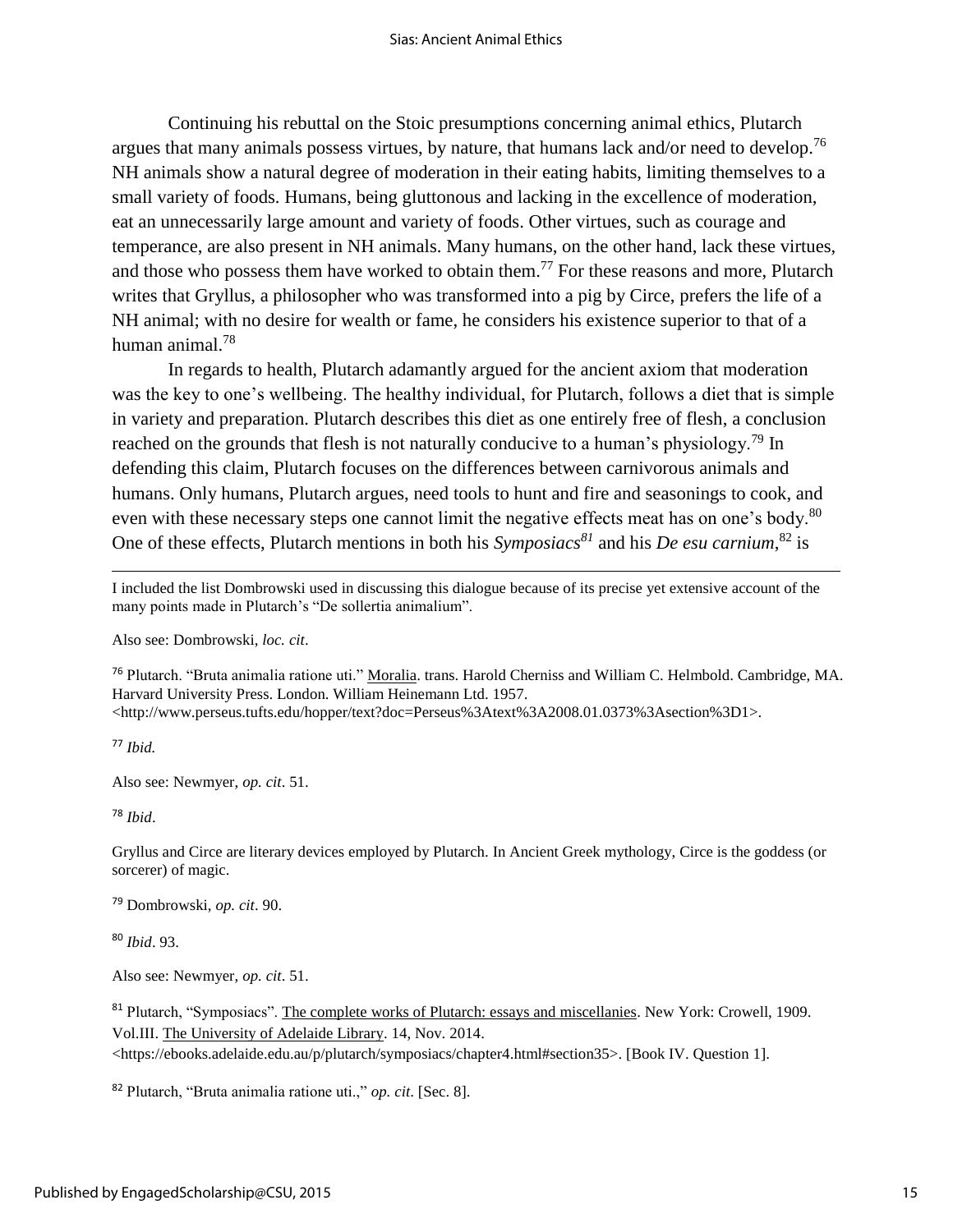Continuing his rebuttal on the Stoic presumptions concerning animal ethics, Plutarch argues that many animals possess virtues, by nature, that humans lack and/or need to develop.[76] NH animals show a natural degree of moderation in their eating habits, limiting themselves to a small variety of foods. Humans, being gluttonous and lacking in the excellence of moderation, eat an unnecessarily large amount and variety of foods. Other virtues, such as courage and temperance, are also present in NH animals. Many humans, on the other hand, lack these virtues, and those who possess them have worked to obtain them.[77] For these reasons and more, Plutarch writes that Gryllus, a philosopher who was transformed into a pig by Circe, prefers the life of a NH animal; with no desire for wealth or fame, he considers his existence superior to that of a human animal.[78]

In regards to health, Plutarch adamantly argued for the ancient axiom that moderation was the key to one's wellbeing. The healthy individual, for Plutarch, follows a diet that is simple in variety and preparation. Plutarch describes this diet as one entirely free of flesh, a conclusion reached on the grounds that flesh is not naturally conducive to a human's physiology.[79] In defending this claim, Plutarch focuses on the differences between carnivorous animals and humans. Only humans, Plutarch argues, need tools to hunt and fire and seasonings to cook, and even with these necessary steps one cannot limit the negative effects meat has on one's body.[80] One of these effects, Plutarch mentions in both his *Symposiacs*[81] and his *De esu carnium*,[82] is

---

I included the list Dombrowski used in discussing this dialogue because of its precise yet extensive account of the many points made in Plutarch's "De sollertia animalium".

Also see: Dombrowski, *loc. cit*.

[76] Plutarch. "Bruta animalia ratione uti." Moralia. trans. Harold Cherniss and William C. Helmbold. Cambridge, MA. Harvard University Press. London. William Heinemann Ltd. 1957. <http://www.perseus.tufts.edu/hopper/text?doc=Perseus%3Atext%3A2008.01.0373%3Asection%3D1>.

[77] *Ibid.*

Also see: Newmyer, *op. cit*. 51.

[78] *Ibid*.

Gryllus and Circe are literary devices employed by Plutarch. In Ancient Greek mythology, Circe is the goddess (or sorcerer) of magic.

[79] Dombrowski, *op. cit*. 90.

[80] *Ibid*. 93.

Also see: Newmyer, *op. cit*. 51.

[81] Plutarch, "Symposiacs". The complete works of Plutarch: essays and miscellanies. New York: Crowell, 1909. Vol.III. The University of Adelaide Library. 14, Nov. 2014. <https://ebooks.adelaide.edu.au/p/plutarch/symposiacs/chapter4.html#section35>. [Book IV. Question 1].

[82] Plutarch, "Bruta animalia ratione uti.," *op. cit*. [Sec. 8].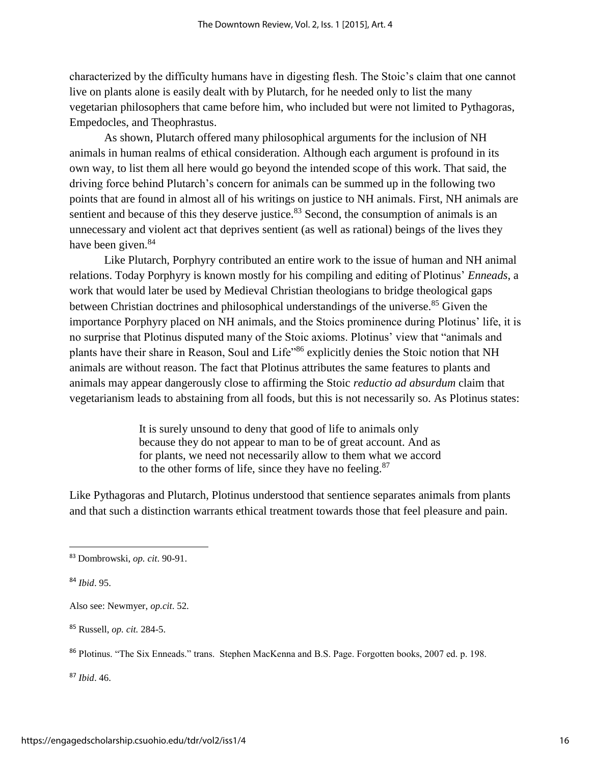characterized by the difficulty humans have in digesting flesh. The Stoic's claim that one cannot live on plants alone is easily dealt with by Plutarch, for he needed only to list the many vegetarian philosophers that came before him, who included but were not limited to Pythagoras, Empedocles, and Theophrastus.

As shown, Plutarch offered many philosophical arguments for the inclusion of NH animals in human realms of ethical consideration. Although each argument is profound in its own way, to list them all here would go beyond the intended scope of this work. That said, the driving force behind Plutarch's concern for animals can be summed up in the following two points that are found in almost all of his writings on justice to NH animals. First, NH animals are sentient and because of this they deserve justice.[83] Second, the consumption of animals is an unnecessary and violent act that deprives sentient (as well as rational) beings of the lives they have been given.[84]

Like Plutarch, Porphyry contributed an entire work to the issue of human and NH animal relations. Today Porphyry is known mostly for his compiling and editing of Plotinus' *Enneads*, a work that would later be used by Medieval Christian theologians to bridge theological gaps between Christian doctrines and philosophical understandings of the universe.[85] Given the importance Porphyry placed on NH animals, and the Stoics prominence during Plotinus' life, it is no surprise that Plotinus disputed many of the Stoic axioms. Plotinus' view that "animals and plants have their share in Reason, Soul and Life"[86] explicitly denies the Stoic notion that NH animals are without reason. The fact that Plotinus attributes the same features to plants and animals may appear dangerously close to affirming the Stoic *reductio ad absurdum* claim that vegetarianism leads to abstaining from all foods, but this is not necessarily so. As Plotinus states:

> It is surely unsound to deny that good of life to animals only because they do not appear to man to be of great account. And as for plants, we need not necessarily allow to them what we accord to the other forms of life, since they have no feeling.[87]

Like Pythagoras and Plutarch, Plotinus understood that sentience separates animals from plants and that such a distinction warrants ethical treatment towards those that feel pleasure and pain.

---

[83] Dombrowski, *op. cit*. 90-91.

[84] *Ibid*. 95.

Also see: Newmyer, *op.cit.* 52.

[85] Russell, *op. cit.* 284-5.

[86] Plotinus. "The Six Enneads." trans. Stephen MacKenna and B.S. Page. Forgotten books, 2007 ed. p. 198.

[87] *Ibid*. 46.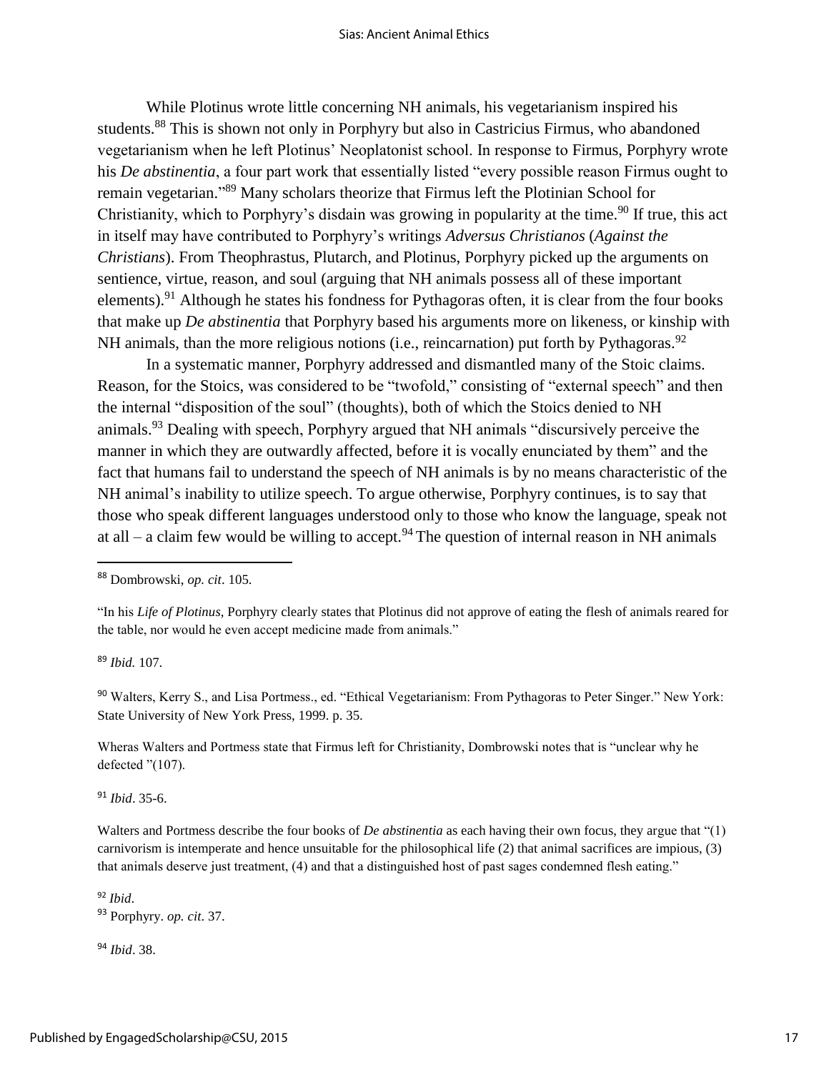While Plotinus wrote little concerning NH animals, his vegetarianism inspired his students.[88] This is shown not only in Porphyry but also in Castricius Firmus, who abandoned vegetarianism when he left Plotinus' Neoplatonist school. In response to Firmus, Porphyry wrote his *De abstinentia*, a four part work that essentially listed "every possible reason Firmus ought to remain vegetarian."[89] Many scholars theorize that Firmus left the Plotinian School for Christianity, which to Porphyry's disdain was growing in popularity at the time.[90] If true, this act in itself may have contributed to Porphyry's writings *Adversus Christianos* (*Against the Christians*). From Theophrastus, Plutarch, and Plotinus, Porphyry picked up the arguments on sentience, virtue, reason, and soul (arguing that NH animals possess all of these important elements).[91] Although he states his fondness for Pythagoras often, it is clear from the four books that make up *De abstinentia* that Porphyry based his arguments more on likeness, or kinship with NH animals, than the more religious notions (i.e., reincarnation) put forth by Pythagoras.[92]

In a systematic manner, Porphyry addressed and dismantled many of the Stoic claims. Reason, for the Stoics, was considered to be "twofold," consisting of "external speech" and then the internal "disposition of the soul" (thoughts), both of which the Stoics denied to NH animals.[93] Dealing with speech, Porphyry argued that NH animals "discursively perceive the manner in which they are outwardly affected, before it is vocally enunciated by them" and the fact that humans fail to understand the speech of NH animals is by no means characteristic of the NH animal's inability to utilize speech. To argue otherwise, Porphyry continues, is to say that those who speak different languages understood only to those who know the language, speak not at all – a claim few would be willing to accept.[94] The question of internal reason in NH animals

---

[88] Dombrowski, *op. cit*. 105.

"In his *Life of Plotinus*, Porphyry clearly states that Plotinus did not approve of eating the flesh of animals reared for the table, nor would he even accept medicine made from animals."

[89] *Ibid.* 107.

[90] Walters, Kerry S., and Lisa Portmess., ed. "Ethical Vegetarianism: From Pythagoras to Peter Singer." New York: State University of New York Press, 1999. p. 35.

Wheras Walters and Portmess state that Firmus left for Christianity, Dombrowski notes that is "unclear why he defected "(107).

[91] *Ibid*. 35-6.

Walters and Portmess describe the four books of *De abstinentia* as each having their own focus, they argue that "(1) carnivorism is intemperate and hence unsuitable for the philosophical life (2) that animal sacrifices are impious, (3) that animals deserve just treatment, (4) and that a distinguished host of past sages condemned flesh eating."

[92] *Ibid*.

[93] Porphyry. *op. cit*. 37.

[94] *Ibid*. 38.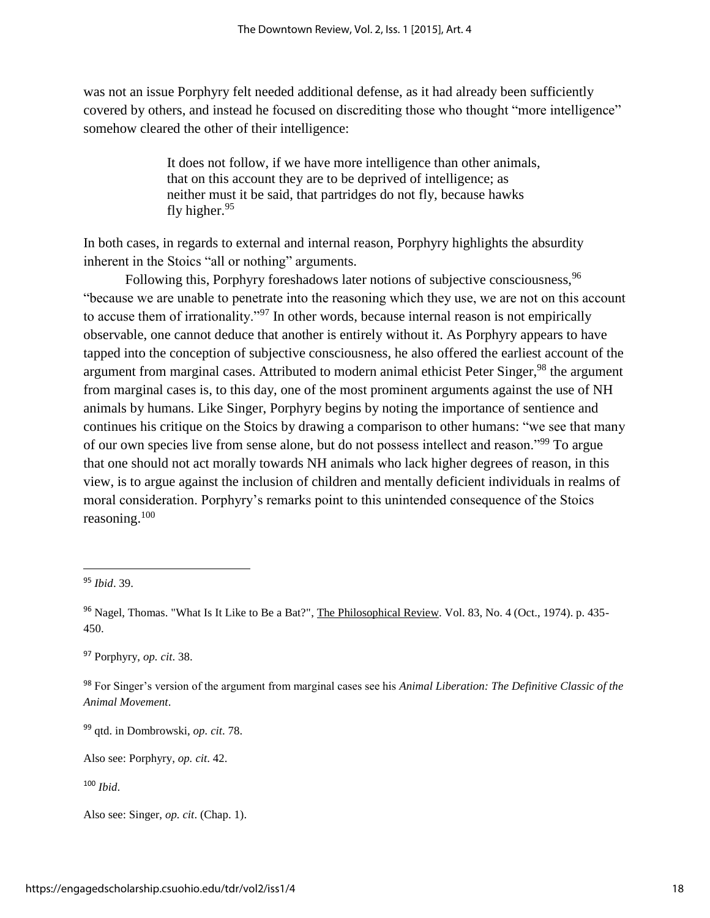was not an issue Porphyry felt needed additional defense, as it had already been sufficiently covered by others, and instead he focused on discrediting those who thought "more intelligence" somehow cleared the other of their intelligence:

> It does not follow, if we have more intelligence than other animals, that on this account they are to be deprived of intelligence; as neither must it be said, that partridges do not fly, because hawks fly higher.[95]

In both cases, in regards to external and internal reason, Porphyry highlights the absurdity inherent in the Stoics "all or nothing" arguments.

Following this, Porphyry foreshadows later notions of subjective consciousness,[96] "because we are unable to penetrate into the reasoning which they use, we are not on this account to accuse them of irrationality."[97] In other words, because internal reason is not empirically observable, one cannot deduce that another is entirely without it. As Porphyry appears to have tapped into the conception of subjective consciousness, he also offered the earliest account of the argument from marginal cases. Attributed to modern animal ethicist Peter Singer,[98] the argument from marginal cases is, to this day, one of the most prominent arguments against the use of NH animals by humans. Like Singer, Porphyry begins by noting the importance of sentience and continues his critique on the Stoics by drawing a comparison to other humans: "we see that many of our own species live from sense alone, but do not possess intellect and reason."[99] To argue that one should not act morally towards NH animals who lack higher degrees of reason, in this view, is to argue against the inclusion of children and mentally deficient individuals in realms of moral consideration. Porphyry's remarks point to this unintended consequence of the Stoics reasoning.[100]

---

[95] *Ibid*. 39.

[96] Nagel, Thomas. "What Is It Like to Be a Bat?", The Philosophical Review. Vol. 83, No. 4 (Oct., 1974). p. 435-450.

[97] Porphyry, *op. cit*. 38.

[98] For Singer's version of the argument from marginal cases see his *Animal Liberation: The Definitive Classic of the Animal Movement*.

[99] qtd. in Dombrowski, *op. cit*. 78.

Also see: Porphyry, *op. cit*. 42.

[100] *Ibid*.

Also see: Singer, *op. cit*. (Chap. 1).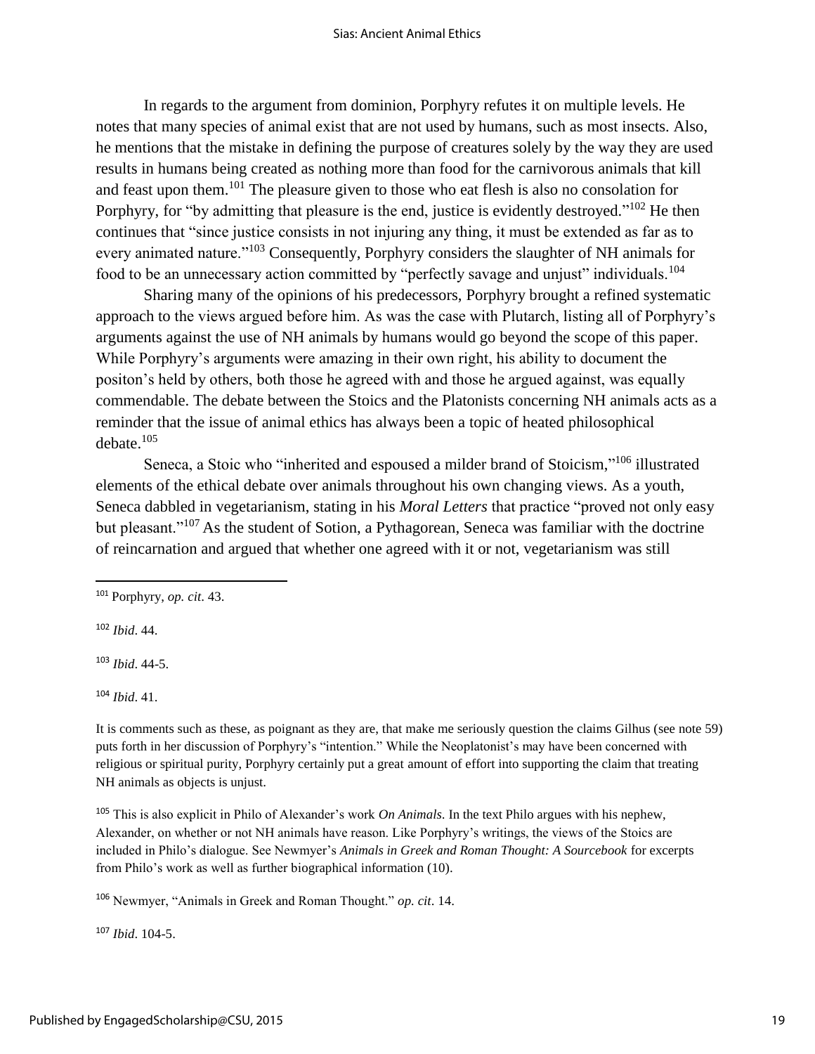In regards to the argument from dominion, Porphyry refutes it on multiple levels. He notes that many species of animal exist that are not used by humans, such as most insects. Also, he mentions that the mistake in defining the purpose of creatures solely by the way they are used results in humans being created as nothing more than food for the carnivorous animals that kill and feast upon them.[101] The pleasure given to those who eat flesh is also no consolation for Porphyry, for "by admitting that pleasure is the end, justice is evidently destroyed."[102] He then continues that "since justice consists in not injuring any thing, it must be extended as far as to every animated nature."[103] Consequently, Porphyry considers the slaughter of NH animals for food to be an unnecessary action committed by "perfectly savage and unjust" individuals.[104]

Sharing many of the opinions of his predecessors, Porphyry brought a refined systematic approach to the views argued before him. As was the case with Plutarch, listing all of Porphyry's arguments against the use of NH animals by humans would go beyond the scope of this paper. While Porphyry's arguments were amazing in their own right, his ability to document the positon's held by others, both those he agreed with and those he argued against, was equally commendable. The debate between the Stoics and the Platonists concerning NH animals acts as a reminder that the issue of animal ethics has always been a topic of heated philosophical debate.[105]

Seneca, a Stoic who "inherited and espoused a milder brand of Stoicism,"[106] illustrated elements of the ethical debate over animals throughout his own changing views. As a youth, Seneca dabbled in vegetarianism, stating in his *Moral Letters* that practice "proved not only easy but pleasant."[107] As the student of Sotion, a Pythagorean, Seneca was familiar with the doctrine of reincarnation and argued that whether one agreed with it or not, vegetarianism was still

---

[101] Porphyry, *op. cit*. 43.

[102] *Ibid*. 44.

[103] *Ibid*. 44-5.

[104] *Ibid*. 41.

It is comments such as these, as poignant as they are, that make me seriously question the claims Gilhus (see note 59) puts forth in her discussion of Porphyry's "intention." While the Neoplatonist's may have been concerned with religious or spiritual purity, Porphyry certainly put a great amount of effort into supporting the claim that treating NH animals as objects is unjust.

[105] This is also explicit in Philo of Alexander's work *On Animals*. In the text Philo argues with his nephew, Alexander, on whether or not NH animals have reason. Like Porphyry's writings, the views of the Stoics are included in Philo's dialogue. See Newmyer's *Animals in Greek and Roman Thought: A Sourcebook* for excerpts from Philo's work as well as further biographical information (10).

[106] Newmyer, "Animals in Greek and Roman Thought." *op. cit*. 14.

[107] *Ibid*. 104-5.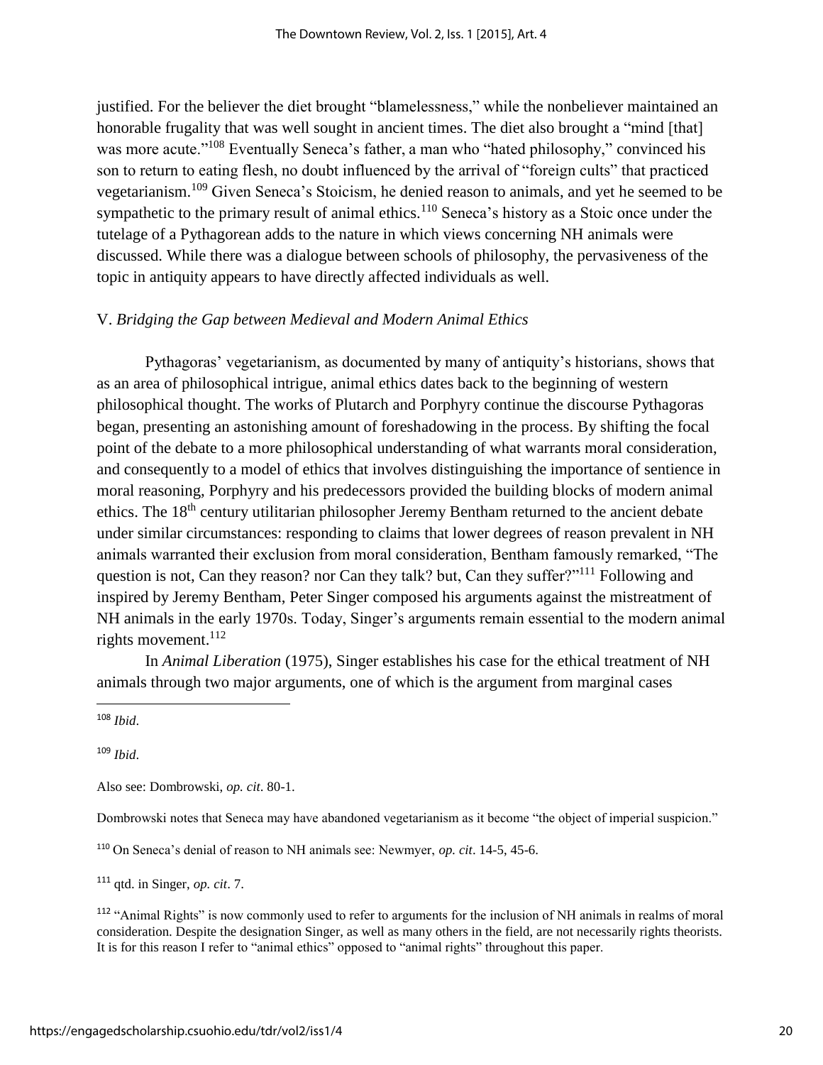justified. For the believer the diet brought "blamelessness," while the nonbeliever maintained an honorable frugality that was well sought in ancient times. The diet also brought a "mind [that] was more acute."[108] Eventually Seneca's father, a man who "hated philosophy," convinced his son to return to eating flesh, no doubt influenced by the arrival of "foreign cults" that practiced vegetarianism.[109] Given Seneca's Stoicism, he denied reason to animals, and yet he seemed to be sympathetic to the primary result of animal ethics.[110] Seneca's history as a Stoic once under the tutelage of a Pythagorean adds to the nature in which views concerning NH animals were discussed. While there was a dialogue between schools of philosophy, the pervasiveness of the topic in antiquity appears to have directly affected individuals as well.

## V. *Bridging the Gap between Medieval and Modern Animal Ethics*

Pythagoras' vegetarianism, as documented by many of antiquity's historians, shows that as an area of philosophical intrigue, animal ethics dates back to the beginning of western philosophical thought. The works of Plutarch and Porphyry continue the discourse Pythagoras began, presenting an astonishing amount of foreshadowing in the process. By shifting the focal point of the debate to a more philosophical understanding of what warrants moral consideration, and consequently to a model of ethics that involves distinguishing the importance of sentience in moral reasoning, Porphyry and his predecessors provided the building blocks of modern animal ethics. The 18th century utilitarian philosopher Jeremy Bentham returned to the ancient debate under similar circumstances: responding to claims that lower degrees of reason prevalent in NH animals warranted their exclusion from moral consideration, Bentham famously remarked, "The question is not, Can they reason? nor Can they talk? but, Can they suffer?"[111] Following and inspired by Jeremy Bentham, Peter Singer composed his arguments against the mistreatment of NH animals in the early 1970s. Today, Singer's arguments remain essential to the modern animal rights movement.[112]

In *Animal Liberation* (1975), Singer establishes his case for the ethical treatment of NH animals through two major arguments, one of which is the argument from marginal cases

---

[108] *Ibid*.

[109] *Ibid*.

Also see: Dombrowski, *op. cit*. 80-1.

Dombrowski notes that Seneca may have abandoned vegetarianism as it become "the object of imperial suspicion."

[110] On Seneca's denial of reason to NH animals see: Newmyer, *op. cit*. 14-5, 45-6.

[111] qtd. in Singer, *op. cit*. 7.

[112] "Animal Rights" is now commonly used to refer to arguments for the inclusion of NH animals in realms of moral consideration. Despite the designation Singer, as well as many others in the field, are not necessarily rights theorists. It is for this reason I refer to "animal ethics" opposed to "animal rights" throughout this paper.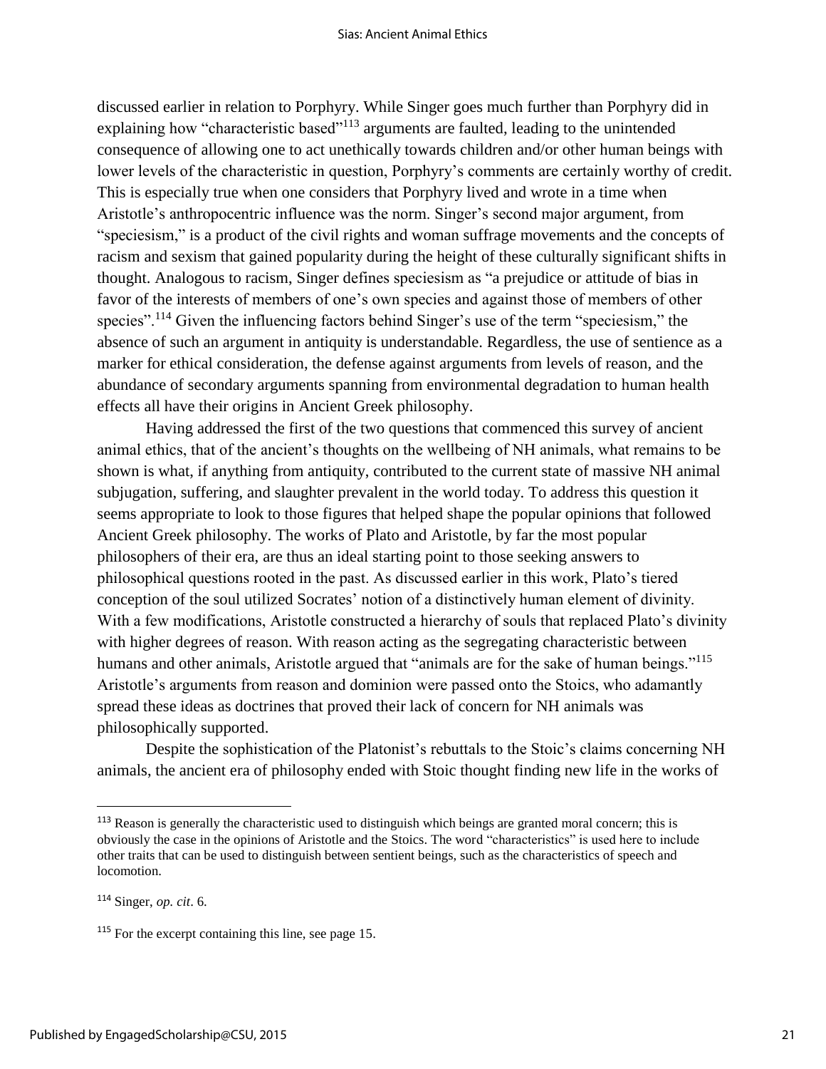discussed earlier in relation to Porphyry. While Singer goes much further than Porphyry did in explaining how "characteristic based"[113] arguments are faulted, leading to the unintended consequence of allowing one to act unethically towards children and/or other human beings with lower levels of the characteristic in question, Porphyry's comments are certainly worthy of credit. This is especially true when one considers that Porphyry lived and wrote in a time when Aristotle's anthropocentric influence was the norm. Singer's second major argument, from "speciesism," is a product of the civil rights and woman suffrage movements and the concepts of racism and sexism that gained popularity during the height of these culturally significant shifts in thought. Analogous to racism, Singer defines speciesism as "a prejudice or attitude of bias in favor of the interests of members of one's own species and against those of members of other species".[114] Given the influencing factors behind Singer's use of the term "speciesism," the absence of such an argument in antiquity is understandable. Regardless, the use of sentience as a marker for ethical consideration, the defense against arguments from levels of reason, and the abundance of secondary arguments spanning from environmental degradation to human health effects all have their origins in Ancient Greek philosophy.

Having addressed the first of the two questions that commenced this survey of ancient animal ethics, that of the ancient's thoughts on the wellbeing of NH animals, what remains to be shown is what, if anything from antiquity, contributed to the current state of massive NH animal subjugation, suffering, and slaughter prevalent in the world today. To address this question it seems appropriate to look to those figures that helped shape the popular opinions that followed Ancient Greek philosophy. The works of Plato and Aristotle, by far the most popular philosophers of their era, are thus an ideal starting point to those seeking answers to philosophical questions rooted in the past. As discussed earlier in this work, Plato's tiered conception of the soul utilized Socrates' notion of a distinctively human element of divinity. With a few modifications, Aristotle constructed a hierarchy of souls that replaced Plato's divinity with higher degrees of reason. With reason acting as the segregating characteristic between humans and other animals, Aristotle argued that "animals are for the sake of human beings."[115] Aristotle's arguments from reason and dominion were passed onto the Stoics, who adamantly spread these ideas as doctrines that proved their lack of concern for NH animals was philosophically supported.

Despite the sophistication of the Platonist's rebuttals to the Stoic's claims concerning NH animals, the ancient era of philosophy ended with Stoic thought finding new life in the works of

---

[113] Reason is generally the characteristic used to distinguish which beings are granted moral concern; this is obviously the case in the opinions of Aristotle and the Stoics. The word "characteristics" is used here to include other traits that can be used to distinguish between sentient beings, such as the characteristics of speech and locomotion.

[114] Singer, *op. cit*. 6.

[115] For the excerpt containing this line, see page 15.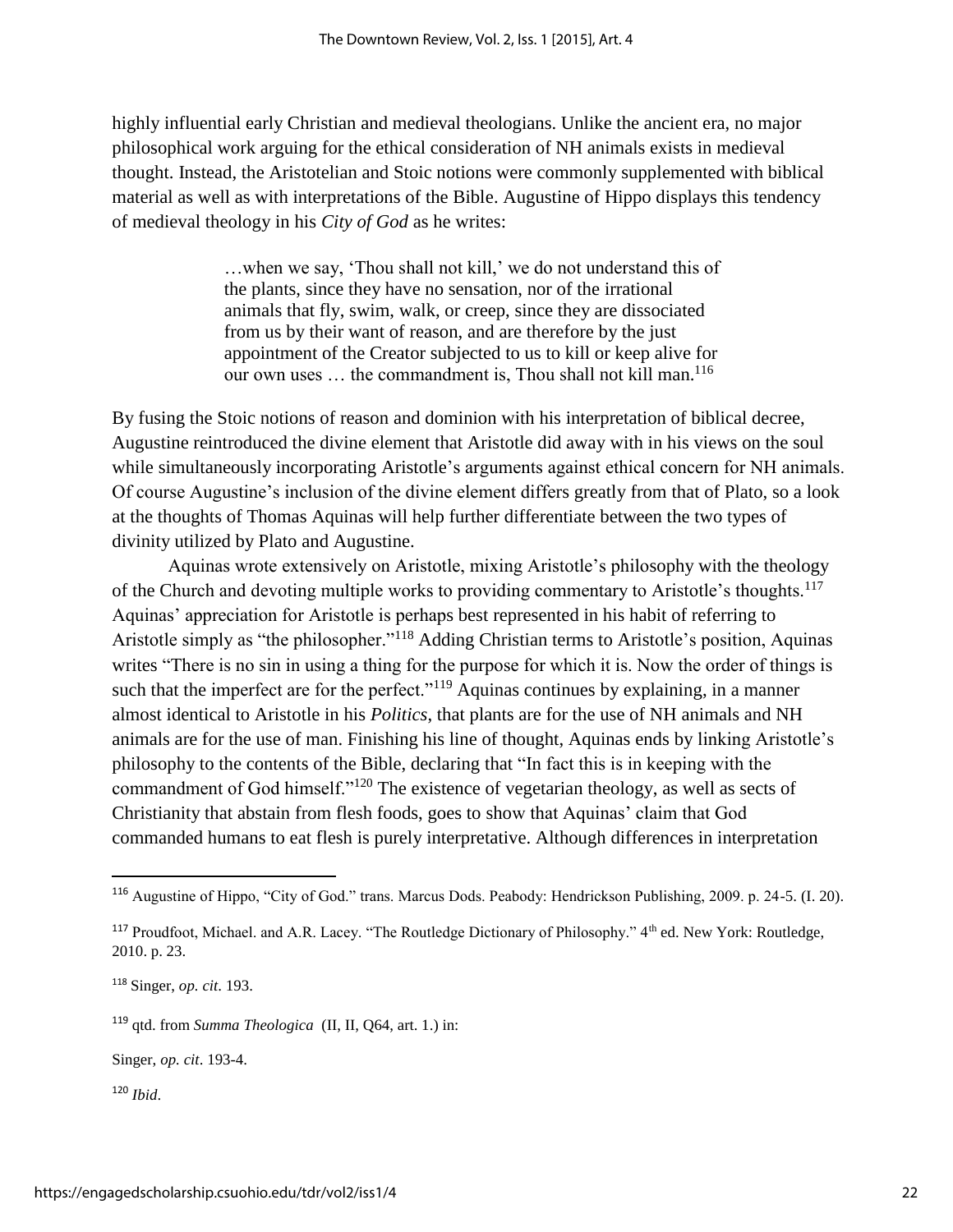highly influential early Christian and medieval theologians. Unlike the ancient era, no major philosophical work arguing for the ethical consideration of NH animals exists in medieval thought. Instead, the Aristotelian and Stoic notions were commonly supplemented with biblical material as well as with interpretations of the Bible. Augustine of Hippo displays this tendency of medieval theology in his *City of God* as he writes:

> …when we say, 'Thou shall not kill,' we do not understand this of the plants, since they have no sensation, nor of the irrational animals that fly, swim, walk, or creep, since they are dissociated from us by their want of reason, and are therefore by the just appointment of the Creator subjected to us to kill or keep alive for our own uses … the commandment is, Thou shall not kill man.[116]

By fusing the Stoic notions of reason and dominion with his interpretation of biblical decree, Augustine reintroduced the divine element that Aristotle did away with in his views on the soul while simultaneously incorporating Aristotle's arguments against ethical concern for NH animals. Of course Augustine's inclusion of the divine element differs greatly from that of Plato, so a look at the thoughts of Thomas Aquinas will help further differentiate between the two types of divinity utilized by Plato and Augustine.

Aquinas wrote extensively on Aristotle, mixing Aristotle's philosophy with the theology of the Church and devoting multiple works to providing commentary to Aristotle's thoughts.[117] Aquinas' appreciation for Aristotle is perhaps best represented in his habit of referring to Aristotle simply as "the philosopher."[118] Adding Christian terms to Aristotle's position, Aquinas writes "There is no sin in using a thing for the purpose for which it is. Now the order of things is such that the imperfect are for the perfect."[119] Aquinas continues by explaining, in a manner almost identical to Aristotle in his *Politics*, that plants are for the use of NH animals and NH animals are for the use of man. Finishing his line of thought, Aquinas ends by linking Aristotle's philosophy to the contents of the Bible, declaring that "In fact this is in keeping with the commandment of God himself."[120] The existence of vegetarian theology, as well as sects of Christianity that abstain from flesh foods, goes to show that Aquinas' claim that God commanded humans to eat flesh is purely interpretative. Although differences in interpretation

---

[116] Augustine of Hippo, "City of God." trans. Marcus Dods. Peabody: Hendrickson Publishing, 2009. p. 24-5. (I. 20).

[117] Proudfoot, Michael. and A.R. Lacey. "The Routledge Dictionary of Philosophy." 4th ed. New York: Routledge, 2010. p. 23.

[118] Singer, *op. cit*. 193.

[119] qtd. from *Summa Theologica* (II, II, Q64, art. 1.) in:

Singer, *op. cit*. 193-4.

[120] *Ibid*.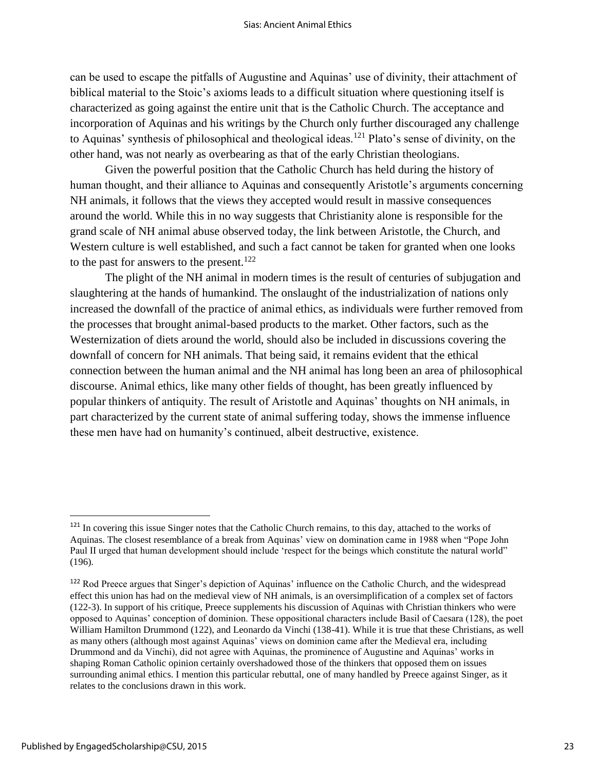can be used to escape the pitfalls of Augustine and Aquinas' use of divinity, their attachment of biblical material to the Stoic's axioms leads to a difficult situation where questioning itself is characterized as going against the entire unit that is the Catholic Church. The acceptance and incorporation of Aquinas and his writings by the Church only further discouraged any challenge to Aquinas' synthesis of philosophical and theological ideas.[121] Plato's sense of divinity, on the other hand, was not nearly as overbearing as that of the early Christian theologians.

Given the powerful position that the Catholic Church has held during the history of human thought, and their alliance to Aquinas and consequently Aristotle's arguments concerning NH animals, it follows that the views they accepted would result in massive consequences around the world. While this in no way suggests that Christianity alone is responsible for the grand scale of NH animal abuse observed today, the link between Aristotle, the Church, and Western culture is well established, and such a fact cannot be taken for granted when one looks to the past for answers to the present.[122]

The plight of the NH animal in modern times is the result of centuries of subjugation and slaughtering at the hands of humankind. The onslaught of the industrialization of nations only increased the downfall of the practice of animal ethics, as individuals were further removed from the processes that brought animal-based products to the market. Other factors, such as the Westernization of diets around the world, should also be included in discussions covering the downfall of concern for NH animals. That being said, it remains evident that the ethical connection between the human animal and the NH animal has long been an area of philosophical discourse. Animal ethics, like many other fields of thought, has been greatly influenced by popular thinkers of antiquity. The result of Aristotle and Aquinas' thoughts on NH animals, in part characterized by the current state of animal suffering today, shows the immense influence these men have had on humanity's continued, albeit destructive, existence.

---

[121] In covering this issue Singer notes that the Catholic Church remains, to this day, attached to the works of Aquinas. The closest resemblance of a break from Aquinas' view on domination came in 1988 when "Pope John Paul II urged that human development should include 'respect for the beings which constitute the natural world" (196).

[122] Rod Preece argues that Singer's depiction of Aquinas' influence on the Catholic Church, and the widespread effect this union has had on the medieval view of NH animals, is an oversimplification of a complex set of factors (122-3). In support of his critique, Preece supplements his discussion of Aquinas with Christian thinkers who were opposed to Aquinas' conception of dominion. These oppositional characters include Basil of Caesara (128), the poet William Hamilton Drummond (122), and Leonardo da Vinchi (138-41). While it is true that these Christians, as well as many others (although most against Aquinas' views on dominion came after the Medieval era, including Drummond and da Vinchi), did not agree with Aquinas, the prominence of Augustine and Aquinas' works in shaping Roman Catholic opinion certainly overshadowed those of the thinkers that opposed them on issues surrounding animal ethics. I mention this particular rebuttal, one of many handled by Preece against Singer, as it relates to the conclusions drawn in this work.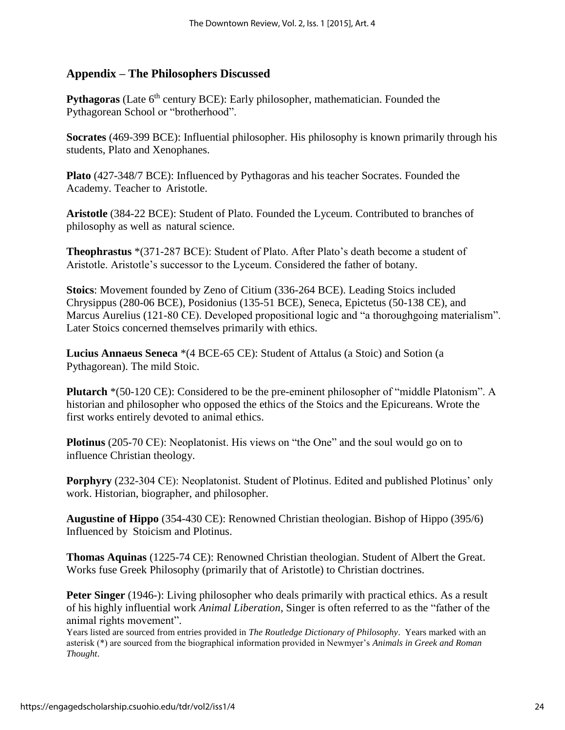## Appendix – The Philosophers Discussed

**Pythagoras** (Late 6th century BCE): Early philosopher, mathematician. Founded the Pythagorean School or "brotherhood".

**Socrates** (469-399 BCE): Influential philosopher. His philosophy is known primarily through his students, Plato and Xenophanes.

**Plato** (427-348/7 BCE): Influenced by Pythagoras and his teacher Socrates. Founded the Academy. Teacher to Aristotle.

**Aristotle** (384-22 BCE): Student of Plato. Founded the Lyceum. Contributed to branches of philosophy as well as natural science.

**Theophrastus** *(371-287 BCE): Student of Plato. After Plato's death become a student of Aristotle. Aristotle's successor to the Lyceum. Considered the father of botany.

**Stoics**: Movement founded by Zeno of Citium (336-264 BCE). Leading Stoics included Chrysippus (280-06 BCE), Posidonius (135-51 BCE), Seneca, Epictetus (50-138 CE), and Marcus Aurelius (121-80 CE). Developed propositional logic and "a thoroughgoing materialism". Later Stoics concerned themselves primarily with ethics.

**Lucius Annaeus Seneca** *(4 BCE-65 CE): Student of Attalus (a Stoic) and Sotion (a Pythagorean). The mild Stoic.

**Plutarch** *(50-120 CE): Considered to be the pre-eminent philosopher of "middle Platonism". A historian and philosopher who opposed the ethics of the Stoics and the Epicureans. Wrote the first works entirely devoted to animal ethics.

**Plotinus** (205-70 CE): Neoplatonist. His views on "the One" and the soul would go on to influence Christian theology.

**Porphyry** (232-304 CE): Neoplatonist. Student of Plotinus. Edited and published Plotinus' only work. Historian, biographer, and philosopher.

**Augustine of Hippo** (354-430 CE): Renowned Christian theologian. Bishop of Hippo (395/6) Influenced by Stoicism and Plotinus.

**Thomas Aquinas** (1225-74 CE): Renowned Christian theologian. Student of Albert the Great. Works fuse Greek Philosophy (primarily that of Aristotle) to Christian doctrines.

**Peter Singer** (1946-): Living philosopher who deals primarily with practical ethics. As a result of his highly influential work *Animal Liberation*, Singer is often referred to as the "father of the animal rights movement".

Years listed are sourced from entries provided in *The Routledge Dictionary of Philosophy*. Years marked with an asterisk (*) are sourced from the biographical information provided in Newmyer's *Animals in Greek and Roman Thought*.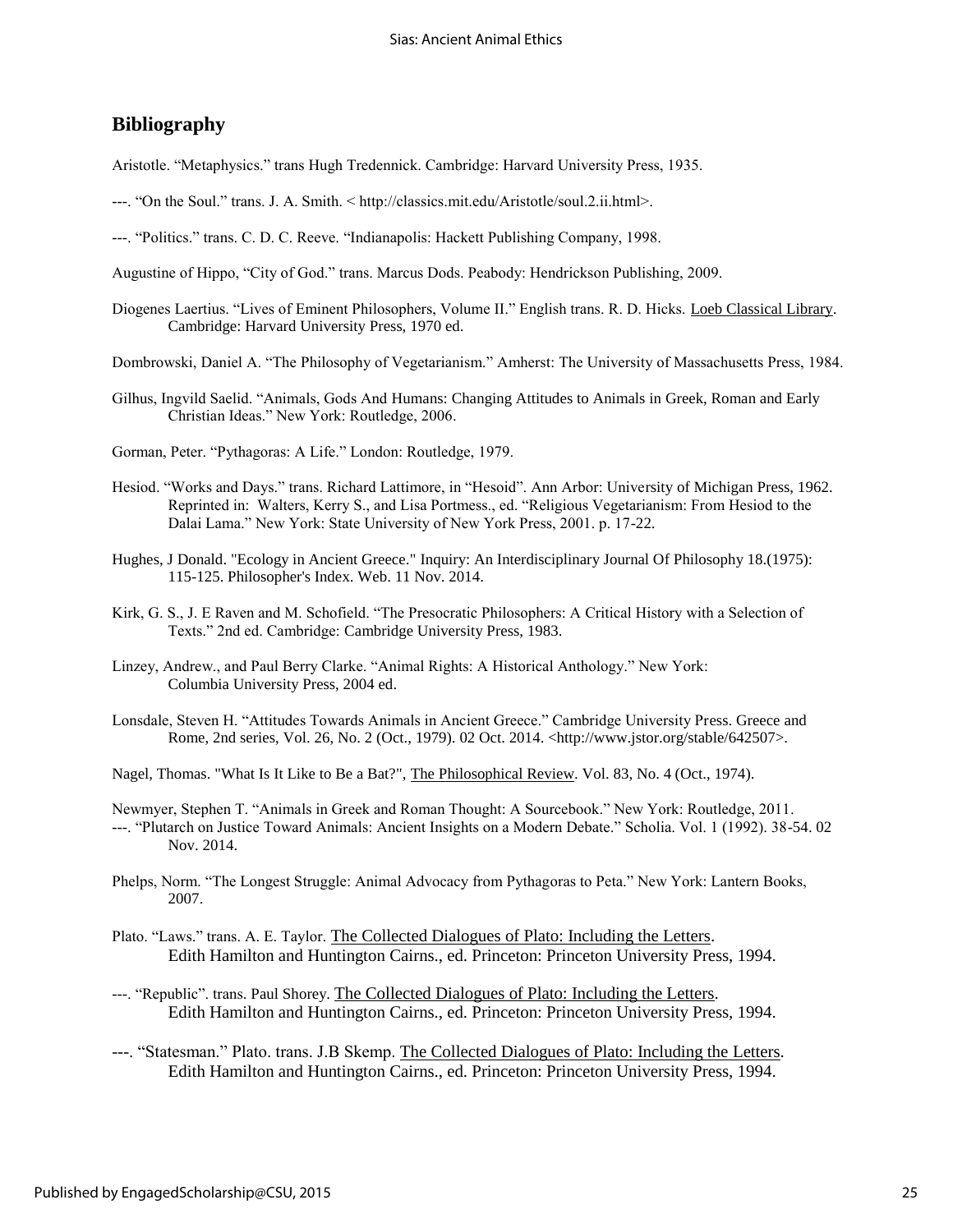## Bibliography

Aristotle. "Metaphysics." trans Hugh Tredennick. Cambridge: Harvard University Press, 1935.

---. "On the Soul." trans. J. A. Smith. < http://classics.mit.edu/Aristotle/soul.2.ii.html>.

---. "Politics." trans. C. D. C. Reeve. "Indianapolis: Hackett Publishing Company, 1998.

Augustine of Hippo, "City of God." trans. Marcus Dods. Peabody: Hendrickson Publishing, 2009.

Diogenes Laertius. "Lives of Eminent Philosophers, Volume II." English trans. R. D. Hicks. Loeb Classical Library. Cambridge: Harvard University Press, 1970 ed.

Dombrowski, Daniel A. "The Philosophy of Vegetarianism." Amherst: The University of Massachusetts Press, 1984.

Gilhus, Ingvild Saelid. "Animals, Gods And Humans: Changing Attitudes to Animals in Greek, Roman and Early Christian Ideas." New York: Routledge, 2006.

Gorman, Peter. "Pythagoras: A Life." London: Routledge, 1979.

Hesiod. "Works and Days." trans. Richard Lattimore, in "Hesoid". Ann Arbor: University of Michigan Press, 1962. Reprinted in: Walters, Kerry S., and Lisa Portmess., ed. "Religious Vegetarianism: From Hesiod to the Dalai Lama." New York: State University of New York Press, 2001. p. 17-22.

Hughes, J Donald. "Ecology in Ancient Greece." Inquiry: An Interdisciplinary Journal Of Philosophy 18.(1975): 115-125. Philosopher's Index. Web. 11 Nov. 2014.

Kirk, G. S., J. E Raven and M. Schofield. "The Presocratic Philosophers: A Critical History with a Selection of Texts." 2nd ed. Cambridge: Cambridge University Press, 1983.

Linzey, Andrew., and Paul Berry Clarke. "Animal Rights: A Historical Anthology." New York: Columbia University Press, 2004 ed.

Lonsdale, Steven H. "Attitudes Towards Animals in Ancient Greece." Cambridge University Press. Greece and Rome, 2nd series, Vol. 26, No. 2 (Oct., 1979). 02 Oct. 2014. <http://www.jstor.org/stable/642507>.

Nagel, Thomas. "What Is It Like to Be a Bat?", The Philosophical Review. Vol. 83, No. 4 (Oct., 1974).

Newmyer, Stephen T. "Animals in Greek and Roman Thought: A Sourcebook." New York: Routledge, 2011.

---. "Plutarch on Justice Toward Animals: Ancient Insights on a Modern Debate." Scholia. Vol. 1 (1992). 38-54. 02 Nov. 2014.

Phelps, Norm. "The Longest Struggle: Animal Advocacy from Pythagoras to Peta." New York: Lantern Books, 2007.

Plato. "Laws." trans. A. E. Taylor. The Collected Dialogues of Plato: Including the Letters. Edith Hamilton and Huntington Cairns., ed. Princeton: Princeton University Press, 1994.

---. "Republic". trans. Paul Shorey. The Collected Dialogues of Plato: Including the Letters. Edith Hamilton and Huntington Cairns., ed. Princeton: Princeton University Press, 1994.

---. "Statesman." Plato. trans. J.B Skemp. The Collected Dialogues of Plato: Including the Letters. Edith Hamilton and Huntington Cairns., ed. Princeton: Princeton University Press, 1994.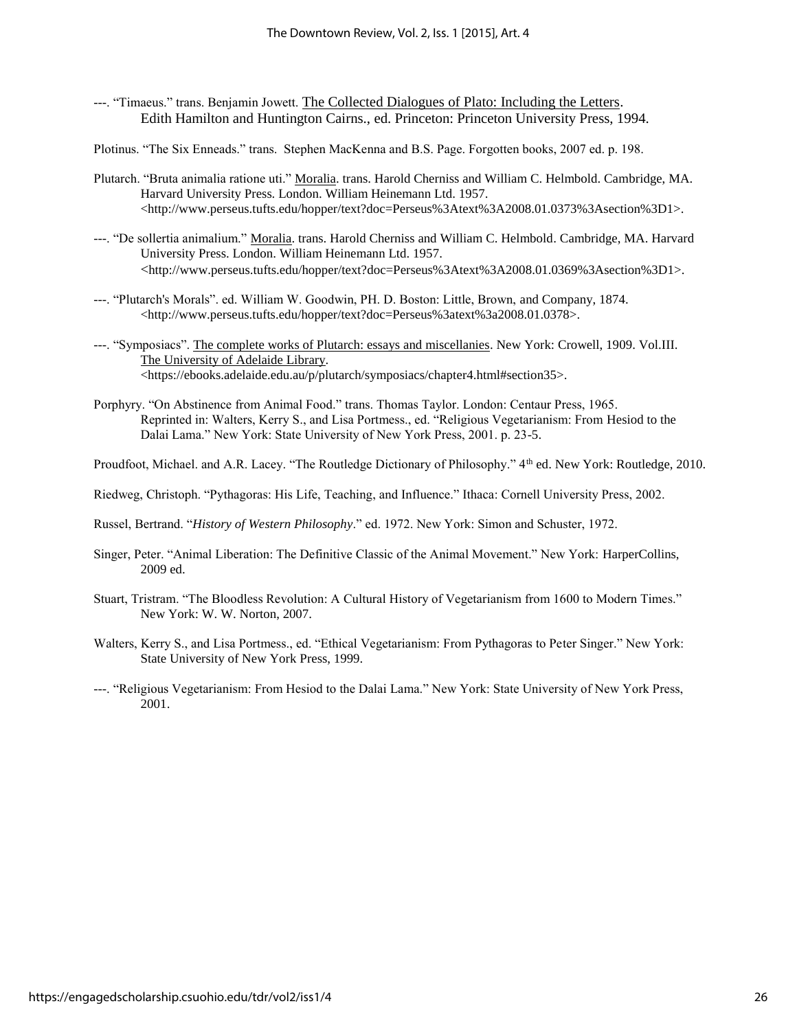---. “Timaeus.” trans. Benjamin Jowett. The Collected Dialogues of Plato: Including the Letters. Edith Hamilton and Huntington Cairns., ed. Princeton: Princeton University Press, 1994.

Plotinus. “The Six Enneads.” trans. Stephen MacKenna and B.S. Page. Forgotten books, 2007 ed. p. 198.

Plutarch. “Bruta animalia ratione uti.” Moralia. trans. Harold Cherniss and William C. Helmbold. Cambridge, MA. Harvard University Press. London. William Heinemann Ltd. 1957. <http://www.perseus.tufts.edu/hopper/text?doc=Perseus%3Atext%3A2008.01.0373%3Asection%3D1>.

---. “De sollertia animalium.” Moralia. trans. Harold Cherniss and William C. Helmbold. Cambridge, MA. Harvard University Press. London. William Heinemann Ltd. 1957. <http://www.perseus.tufts.edu/hopper/text?doc=Perseus%3Atext%3A2008.01.0369%3Asection%3D1>.

---. “Plutarch's Morals”. ed. William W. Goodwin, PH. D. Boston: Little, Brown, and Company, 1874. <http://www.perseus.tufts.edu/hopper/text?doc=Perseus%3atext%3a2008.01.0378>.

---. “Symposiacs”. The complete works of Plutarch: essays and miscellanies. New York: Crowell, 1909. Vol.III. The University of Adelaide Library. <https://ebooks.adelaide.edu.au/p/plutarch/symposiacs/chapter4.html#section35>.

Porphyry. “On Abstinence from Animal Food.” trans. Thomas Taylor. London: Centaur Press, 1965. Reprinted in: Walters, Kerry S., and Lisa Portmess., ed. “Religious Vegetarianism: From Hesiod to the Dalai Lama.” New York: State University of New York Press, 2001. p. 23-5.

Proudfoot, Michael. and A.R. Lacey. “The Routledge Dictionary of Philosophy.” 4th ed. New York: Routledge, 2010.

Riedweg, Christoph. “Pythagoras: His Life, Teaching, and Influence.” Ithaca: Cornell University Press, 2002.

Russel, Bertrand. “*History of Western Philosophy*.” ed. 1972. New York: Simon and Schuster, 1972.

Singer, Peter. “Animal Liberation: The Definitive Classic of the Animal Movement.” New York: HarperCollins, 2009 ed.

Stuart, Tristram. “The Bloodless Revolution: A Cultural History of Vegetarianism from 1600 to Modern Times.” New York: W. W. Norton, 2007.

Walters, Kerry S., and Lisa Portmess., ed. “Ethical Vegetarianism: From Pythagoras to Peter Singer.” New York: State University of New York Press, 1999.

---. “Religious Vegetarianism: From Hesiod to the Dalai Lama.” New York: State University of New York Press, 2001.